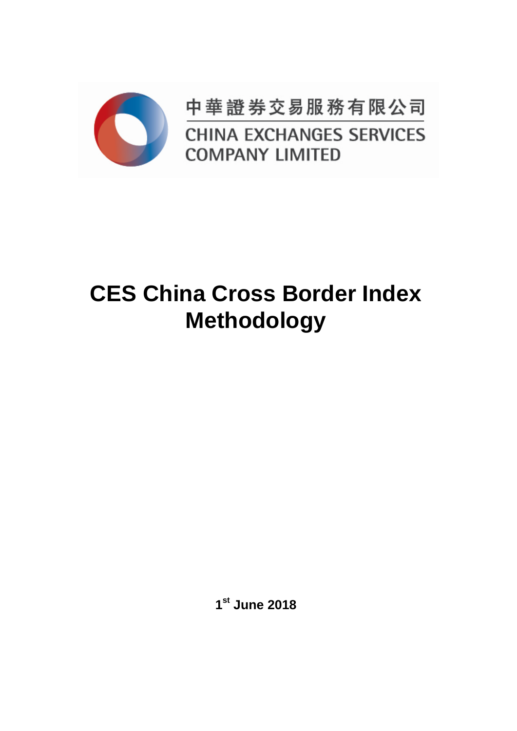中華證券交易服務有限公司

CHINA EXCHANGES SERVICES COMPANY LIMITED

# CES China Cross Border Index Methodology

**1st June 2018**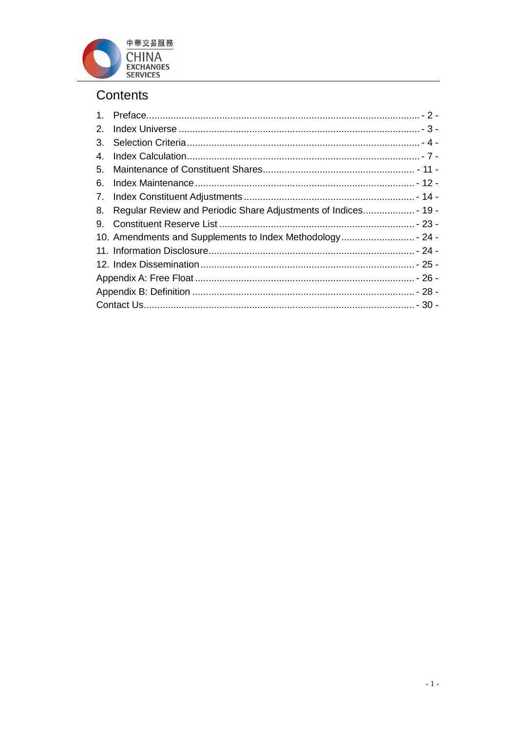# Contents

1. Preface .......... - 2 -
2. Index Universe .......... - 3 -
3. Selection Criteria .......... - 4 -
4. Index Calculation .......... - 7 -
5. Maintenance of Constituent Shares .......... - 11 -
6. Index Maintenance .......... - 12 -
7. Index Constituent Adjustments .......... - 14 -
8. Regular Review and Periodic Share Adjustments of Indices .......... - 19 -
9. Constituent Reserve List .......... - 23 -
10. Amendments and Supplements to Index Methodology .......... - 24 -
11. Information Disclosure .......... - 24 -
12. Index Dissemination .......... - 25 -

Appendix A: Free Float .......... - 26 -

Appendix B: Definition .......... - 28 -

Contact Us .......... - 30 -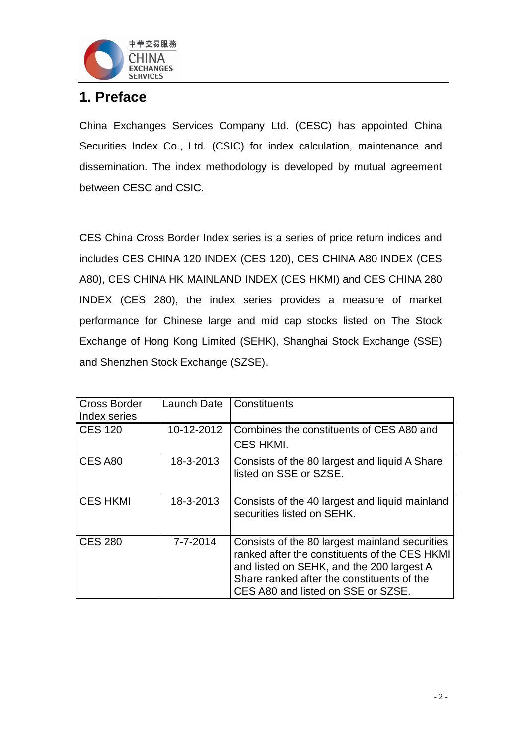## 1. Preface

China Exchanges Services Company Ltd. (CESC) has appointed China Securities Index Co., Ltd. (CSIC) for index calculation, maintenance and dissemination. The index methodology is developed by mutual agreement between CESC and CSIC.

CES China Cross Border Index series is a series of price return indices and includes CES CHINA 120 INDEX (CES 120), CES CHINA A80 INDEX (CES A80), CES CHINA HK MAINLAND INDEX (CES HKMI) and CES CHINA 280 INDEX (CES 280), the index series provides a measure of market performance for Chinese large and mid cap stocks listed on The Stock Exchange of Hong Kong Limited (SEHK), Shanghai Stock Exchange (SSE) and Shenzhen Stock Exchange (SZSE).

| Cross Border Index series | Launch Date | Constituents |
|---|---|---|
| CES 120 | 10-12-2012 | Combines the constituents of CES A80 and CES HKMI. |
| CES A80 | 18-3-2013 | Consists of the 80 largest and liquid A Share listed on SSE or SZSE. |
| CES HKMI | 18-3-2013 | Consists of the 40 largest and liquid mainland securities listed on SEHK. |
| CES 280 | 7-7-2014 | Consists of the 80 largest mainland securities ranked after the constituents of the CES HKMI and listed on SEHK, and the 200 largest A Share ranked after the constituents of the CES A80 and listed on SSE or SZSE. |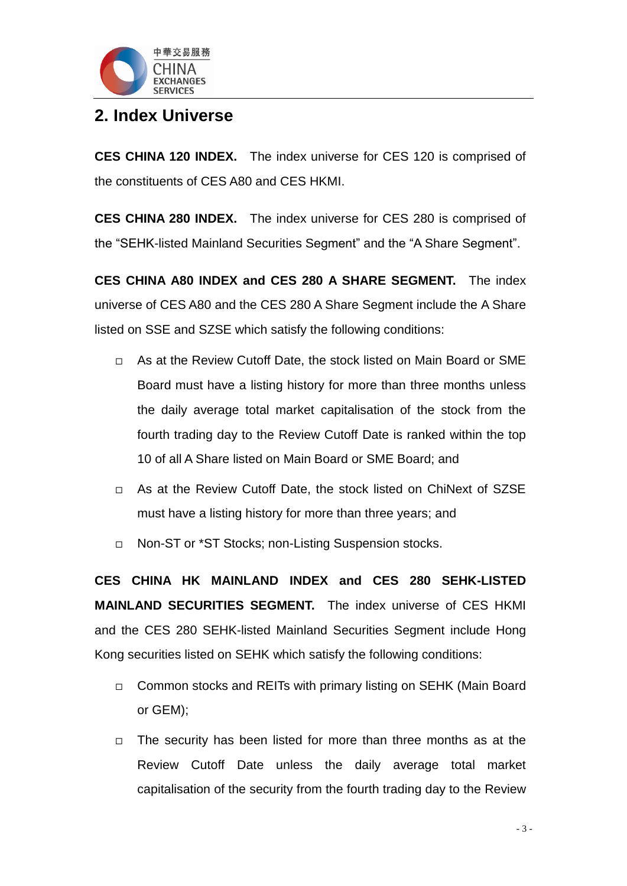## 2. Index Universe

**CES CHINA 120 INDEX.** The index universe for CES 120 is comprised of the constituents of CES A80 and CES HKMI.

**CES CHINA 280 INDEX.** The index universe for CES 280 is comprised of the “SEHK-listed Mainland Securities Segment” and the “A Share Segment”.

**CES CHINA A80 INDEX and CES 280 A SHARE SEGMENT.** The index universe of CES A80 and the CES 280 A Share Segment include the A Share listed on SSE and SZSE which satisfy the following conditions:

- As at the Review Cutoff Date, the stock listed on Main Board or SME Board must have a listing history for more than three months unless the daily average total market capitalisation of the stock from the fourth trading day to the Review Cutoff Date is ranked within the top 10 of all A Share listed on Main Board or SME Board; and
- As at the Review Cutoff Date, the stock listed on ChiNext of SZSE must have a listing history for more than three years; and
- Non-ST or *ST Stocks; non-Listing Suspension stocks.

**CES CHINA HK MAINLAND INDEX and CES 280 SEHK-LISTED MAINLAND SECURITIES SEGMENT.** The index universe of CES HKMI and the CES 280 SEHK-listed Mainland Securities Segment include Hong Kong securities listed on SEHK which satisfy the following conditions:

- Common stocks and REITs with primary listing on SEHK (Main Board or GEM);
- The security has been listed for more than three months as at the Review Cutoff Date unless the daily average total market capitalisation of the security from the fourth trading day to the Review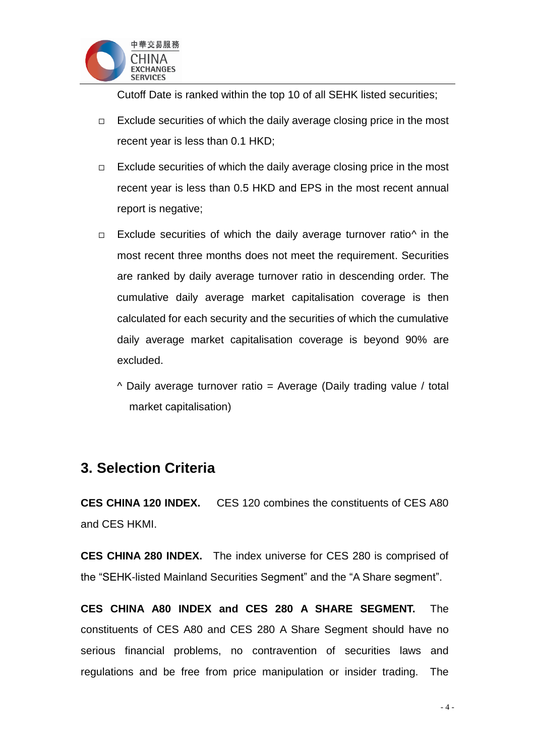Cutoff Date is ranked within the top 10 of all SEHK listed securities;

- Exclude securities of which the daily average closing price in the most recent year is less than 0.1 HKD;
- Exclude securities of which the daily average closing price in the most recent year is less than 0.5 HKD and EPS in the most recent annual report is negative;
- Exclude securities of which the daily average turnover ratio^ in the most recent three months does not meet the requirement. Securities are ranked by daily average turnover ratio in descending order. The cumulative daily average market capitalisation coverage is then calculated for each security and the securities of which the cumulative daily average market capitalisation coverage is beyond 90% are excluded.

  ^ Daily average turnover ratio = Average (Daily trading value / total market capitalisation)

## 3. Selection Criteria

**CES CHINA 120 INDEX.** CES 120 combines the constituents of CES A80 and CES HKMI.

**CES CHINA 280 INDEX.** The index universe for CES 280 is comprised of the "SEHK-listed Mainland Securities Segment" and the "A Share segment".

**CES CHINA A80 INDEX and CES 280 A SHARE SEGMENT.** The constituents of CES A80 and CES 280 A Share Segment should have no serious financial problems, no contravention of securities laws and regulations and be free from price manipulation or insider trading. The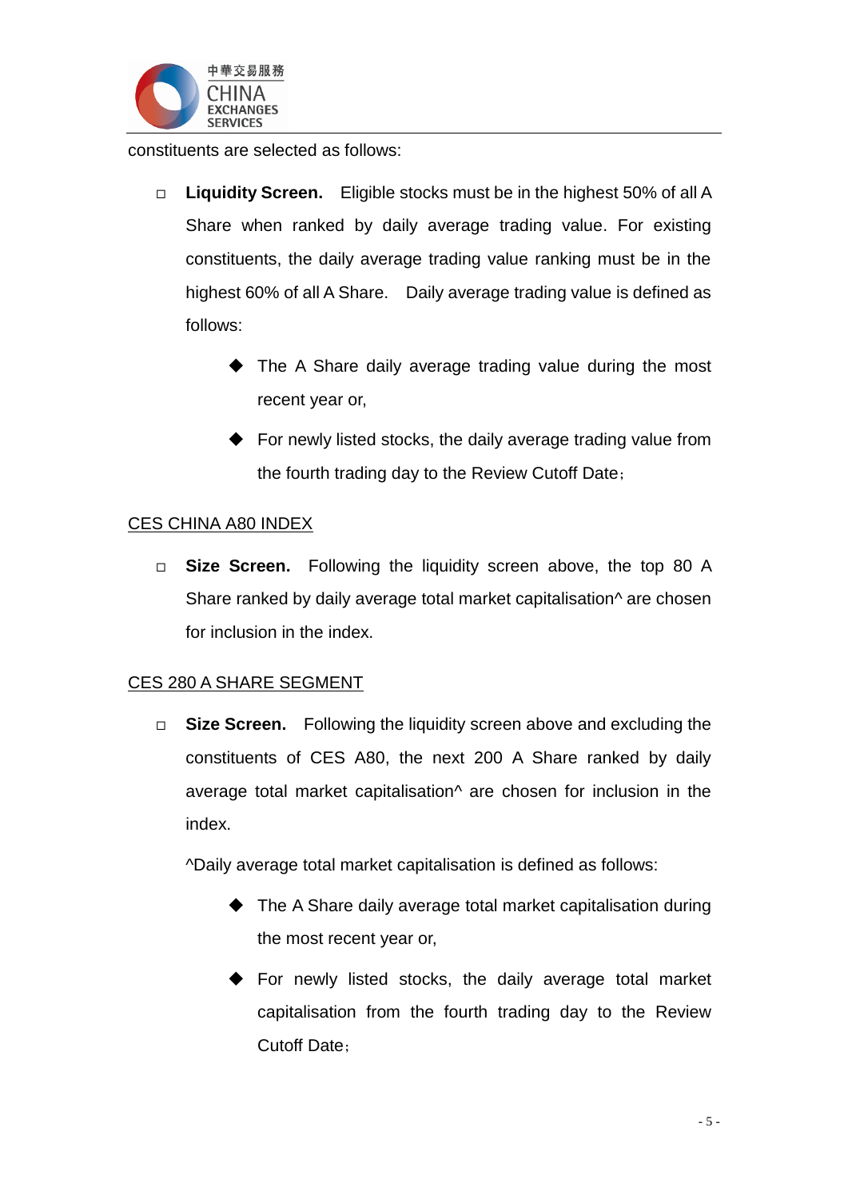constituents are selected as follows:

- **Liquidity Screen.** Eligible stocks must be in the highest 50% of all A Share when ranked by daily average trading value. For existing constituents, the daily average trading value ranking must be in the highest 60% of all A Share. Daily average trading value is defined as follows:

  - The A Share daily average trading value during the most recent year or,
  - For newly listed stocks, the daily average trading value from the fourth trading day to the Review Cutoff Date；

<u>CES CHINA A80 INDEX</u>

- **Size Screen.** Following the liquidity screen above, the top 80 A Share ranked by daily average total market capitalisation^ are chosen for inclusion in the index.

<u>CES 280 A SHARE SEGMENT</u>

- **Size Screen.** Following the liquidity screen above and excluding the constituents of CES A80, the next 200 A Share ranked by daily average total market capitalisation^ are chosen for inclusion in the index.

  ^Daily average total market capitalisation is defined as follows:

  - The A Share daily average total market capitalisation during the most recent year or,
  - For newly listed stocks, the daily average total market capitalisation from the fourth trading day to the Review Cutoff Date；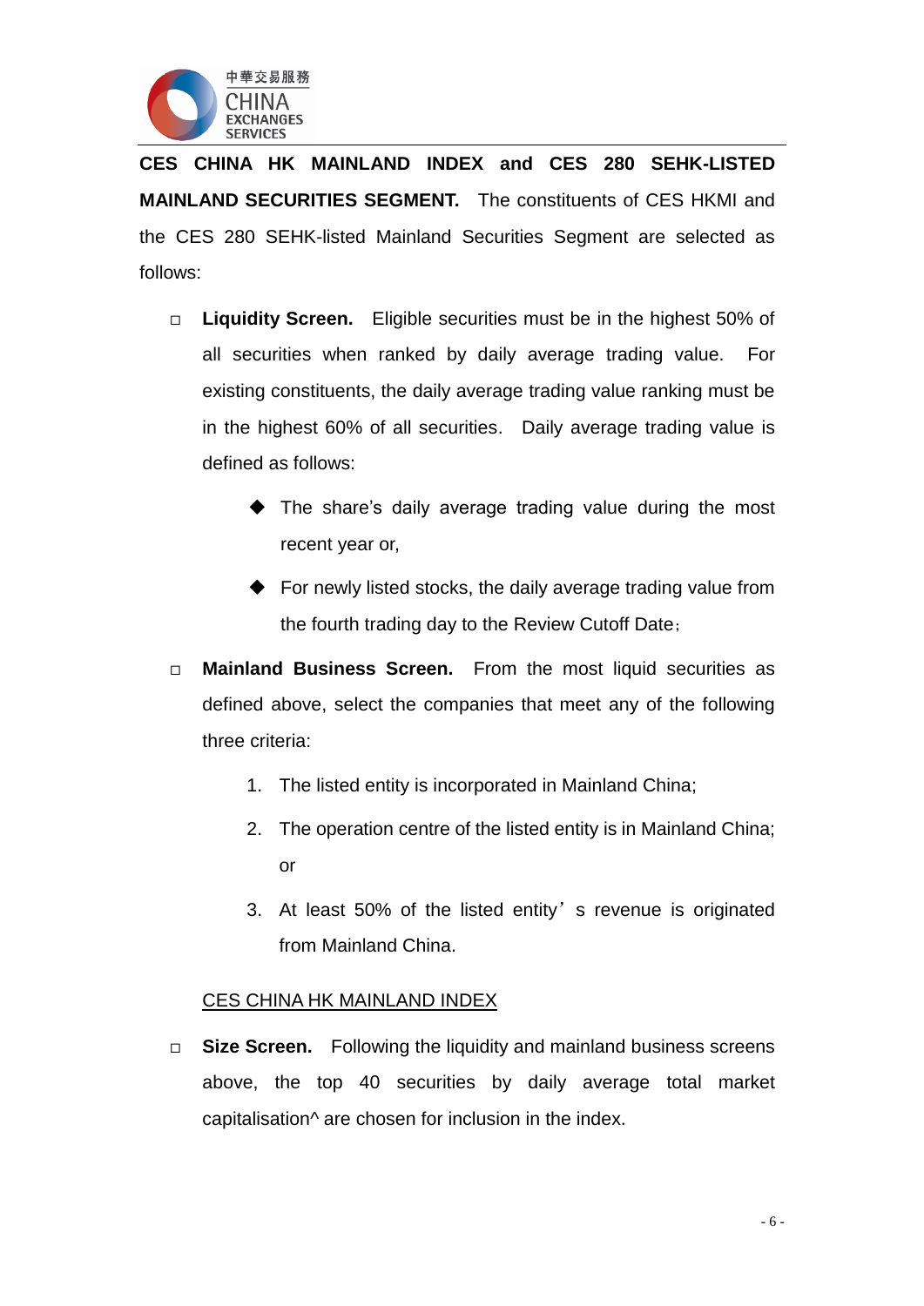**CES CHINA HK MAINLAND INDEX and CES 280 SEHK-LISTED MAINLAND SECURITIES SEGMENT.** The constituents of CES HKMI and the CES 280 SEHK-listed Mainland Securities Segment are selected as follows:

- **Liquidity Screen.** Eligible securities must be in the highest 50% of all securities when ranked by daily average trading value. For existing constituents, the daily average trading value ranking must be in the highest 60% of all securities. Daily average trading value is defined as follows:
  - The share's daily average trading value during the most recent year or,
  - For newly listed stocks, the daily average trading value from the fourth trading day to the Review Cutoff Date;
- **Mainland Business Screen.** From the most liquid securities as defined above, select the companies that meet any of the following three criteria:
  1. The listed entity is incorporated in Mainland China;
  2. The operation centre of the listed entity is in Mainland China; or
  3. At least 50% of the listed entity's revenue is originated from Mainland China.

<u>CES CHINA HK MAINLAND INDEX</u>

- **Size Screen.** Following the liquidity and mainland business screens above, the top 40 securities by daily average total market capitalisation^ are chosen for inclusion in the index.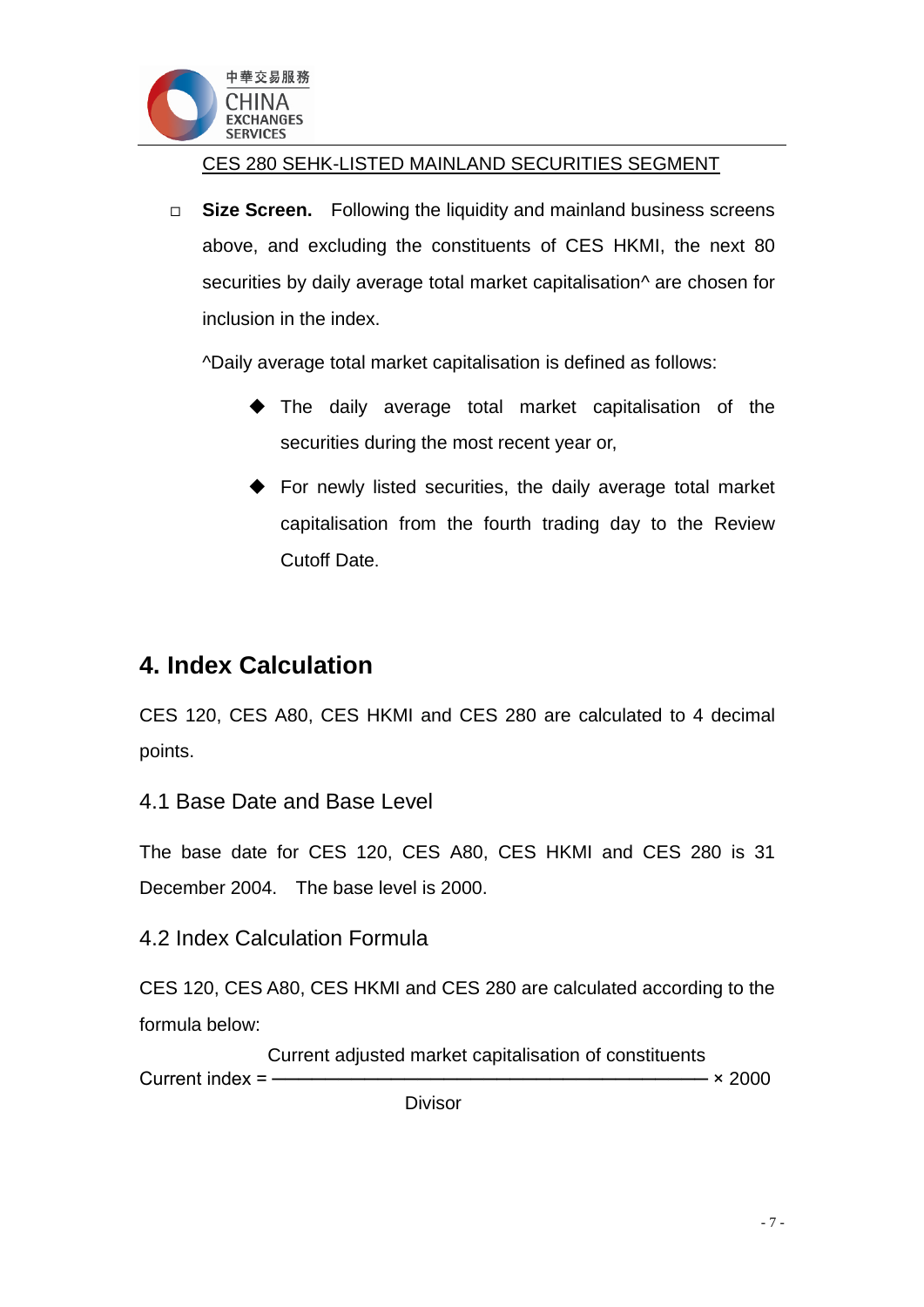CES 280 SEHK-LISTED MAINLAND SECURITIES SEGMENT

- **Size Screen.** Following the liquidity and mainland business screens above, and excluding the constituents of CES HKMI, the next 80 securities by daily average total market capitalisation^ are chosen for inclusion in the index.

  ^Daily average total market capitalisation is defined as follows:

  - The daily average total market capitalisation of the securities during the most recent year or,
  - For newly listed securities, the daily average total market capitalisation from the fourth trading day to the Review Cutoff Date.

# 4. Index Calculation

CES 120, CES A80, CES HKMI and CES 280 are calculated to 4 decimal points.

## 4.1 Base Date and Base Level

The base date for CES 120, CES A80, CES HKMI and CES 280 is 31 December 2004. The base level is 2000.

## 4.2 Index Calculation Formula

CES 120, CES A80, CES HKMI and CES 280 are calculated according to the formula below:

$$\text{Current index} = \frac{\text{Current adjusted market capitalisation of constituents}}{\text{Divisor}} \times 2000$$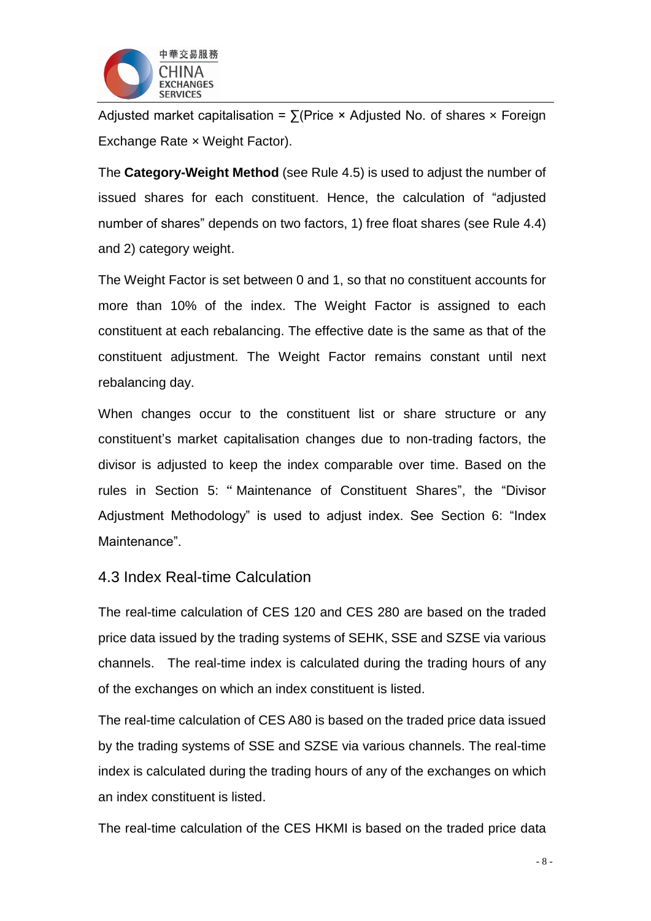Adjusted market capitalisation = ∑(Price × Adjusted No. of shares × Foreign Exchange Rate × Weight Factor).

The **Category-Weight Method** (see Rule 4.5) is used to adjust the number of issued shares for each constituent. Hence, the calculation of "adjusted number of shares" depends on two factors, 1) free float shares (see Rule 4.4) and 2) category weight.

The Weight Factor is set between 0 and 1, so that no constituent accounts for more than 10% of the index. The Weight Factor is assigned to each constituent at each rebalancing. The effective date is the same as that of the constituent adjustment. The Weight Factor remains constant until next rebalancing day.

When changes occur to the constituent list or share structure or any constituent's market capitalisation changes due to non-trading factors, the divisor is adjusted to keep the index comparable over time. Based on the rules in Section 5: " Maintenance of Constituent Shares", the "Divisor Adjustment Methodology" is used to adjust index. See Section 6: "Index Maintenance".

## 4.3 Index Real-time Calculation

The real-time calculation of CES 120 and CES 280 are based on the traded price data issued by the trading systems of SEHK, SSE and SZSE via various channels. The real-time index is calculated during the trading hours of any of the exchanges on which an index constituent is listed.

The real-time calculation of CES A80 is based on the traded price data issued by the trading systems of SSE and SZSE via various channels. The real-time index is calculated during the trading hours of any of the exchanges on which an index constituent is listed.

The real-time calculation of the CES HKMI is based on the traded price data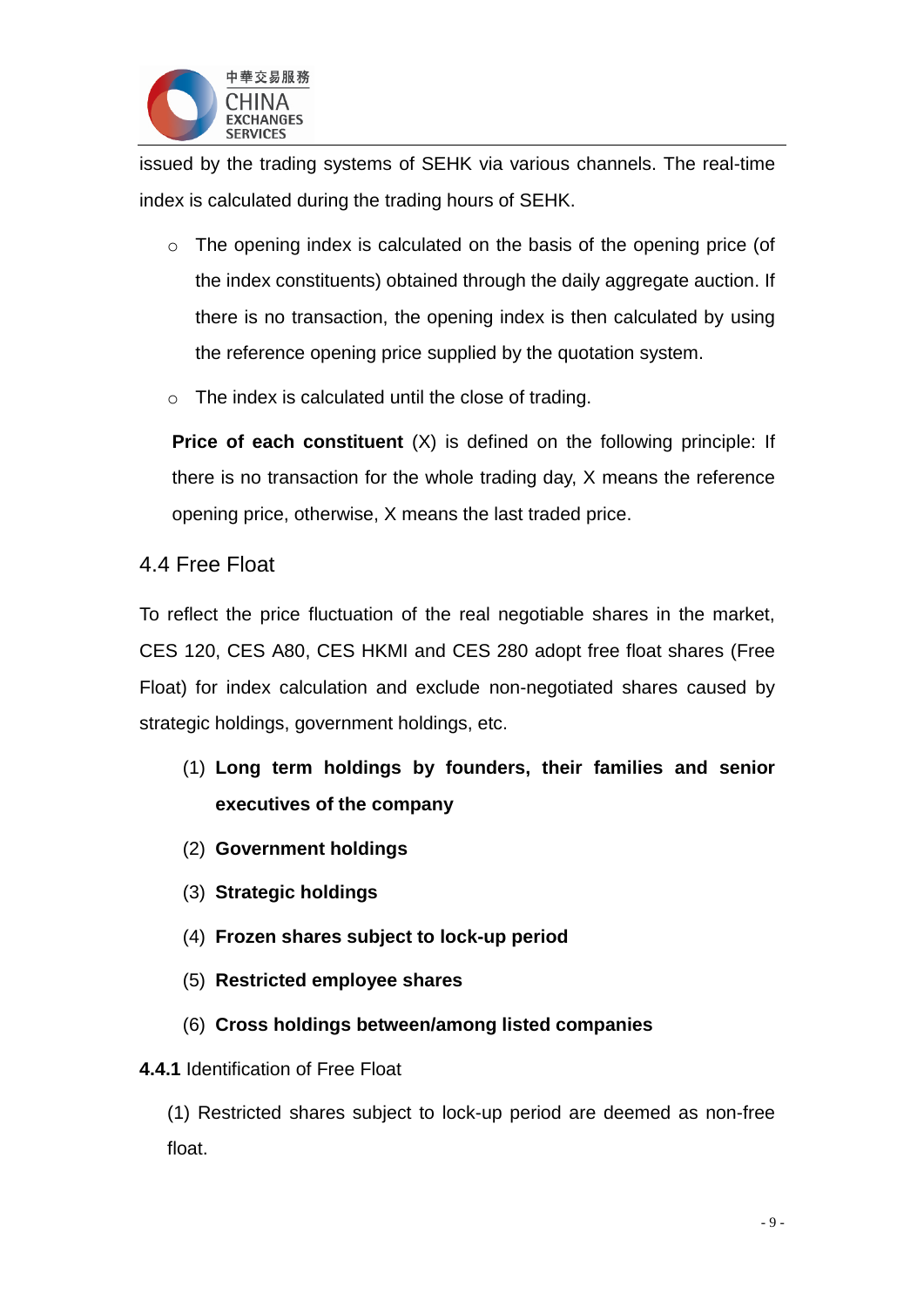issued by the trading systems of SEHK via various channels. The real-time index is calculated during the trading hours of SEHK.

- The opening index is calculated on the basis of the opening price (of the index constituents) obtained through the daily aggregate auction. If there is no transaction, the opening index is then calculated by using the reference opening price supplied by the quotation system.
- The index is calculated until the close of trading.

**Price of each constituent** (X) is defined on the following principle: If there is no transaction for the whole trading day, X means the reference opening price, otherwise, X means the last traded price.

## 4.4 Free Float

To reflect the price fluctuation of the real negotiable shares in the market, CES 120, CES A80, CES HKMI and CES 280 adopt free float shares (Free Float) for index calculation and exclude non-negotiated shares caused by strategic holdings, government holdings, etc.

(1) **Long term holdings by founders, their families and senior executives of the company**

(2) **Government holdings**

(3) **Strategic holdings**

(4) **Frozen shares subject to lock-up period**

(5) **Restricted employee shares**

(6) **Cross holdings between/among listed companies**

**4.4.1** Identification of Free Float

(1) Restricted shares subject to lock-up period are deemed as non-free float.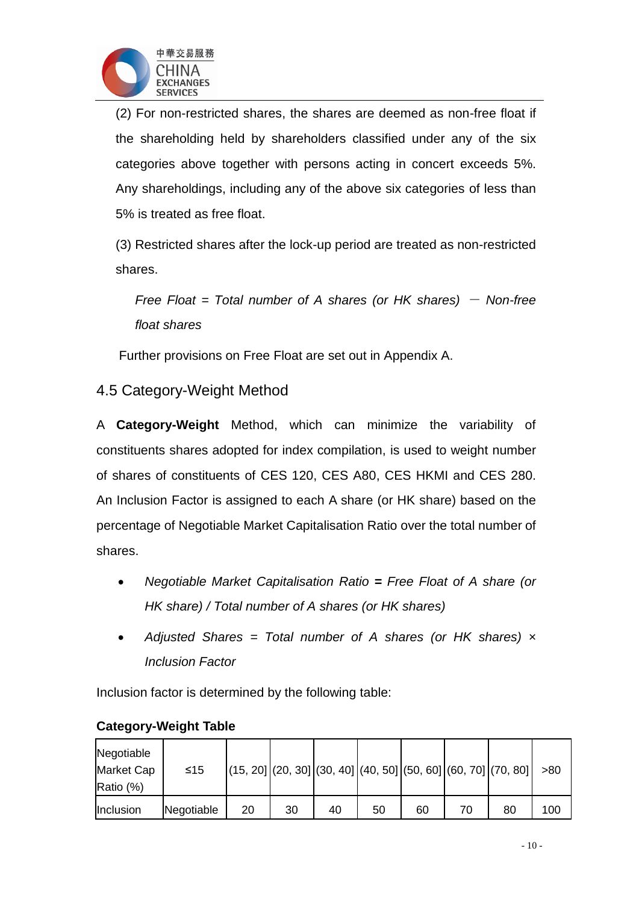(2) For non-restricted shares, the shares are deemed as non-free float if the shareholding held by shareholders classified under any of the six categories above together with persons acting in concert exceeds 5%. Any shareholdings, including any of the above six categories of less than 5% is treated as free float.

(3) Restricted shares after the lock-up period are treated as non-restricted shares.

*Free Float = Total number of A shares (or HK shares) − Non-free float shares*

Further provisions on Free Float are set out in Appendix A.

## 4.5 Category-Weight Method

A **Category-Weight** Method, which can minimize the variability of constituents shares adopted for index compilation, is used to weight number of shares of constituents of CES 120, CES A80, CES HKMI and CES 280. An Inclusion Factor is assigned to each A share (or HK share) based on the percentage of Negotiable Market Capitalisation Ratio over the total number of shares.

- *Negotiable Market Capitalisation Ratio* **=** *Free Float of A share (or HK share) / Total number of A shares (or HK shares)*
- *Adjusted Shares = Total number of A shares (or HK shares) × Inclusion Factor*

Inclusion factor is determined by the following table:

**Category-Weight Table**

| Negotiable Market Cap Ratio (%) | ≤15 | (15, 20] | (20, 30] | (30, 40] | (40, 50] | (50, 60] | (60, 70] | (70, 80] | >80 |
|---|---|---|---|---|---|---|---|---|---|
| Inclusion | Negotiable | 20 | 30 | 40 | 50 | 60 | 70 | 80 | 100 |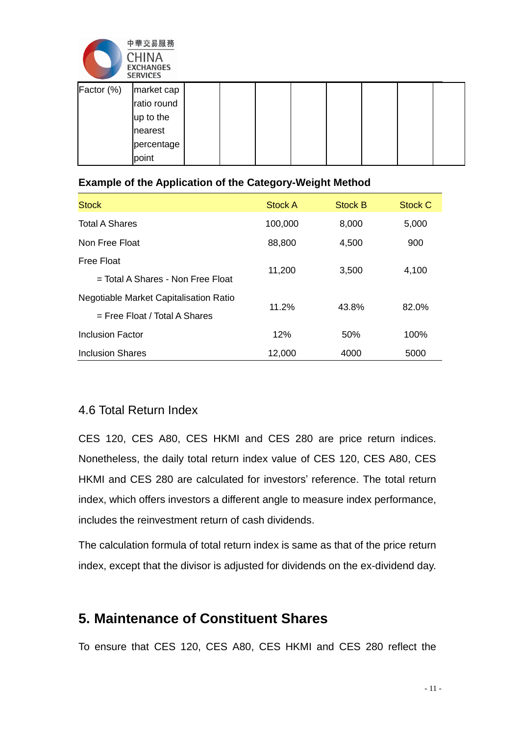| Factor (%) | market cap ratio round up to the nearest percentage point | | | | | | | | |
|---|---|---|---|---|---|---|---|---|---|

**Example of the Application of the Category-Weight Method**

| Stock | Stock A | Stock B | Stock C |
|---|---|---|---|
| Total A Shares | 100,000 | 8,000 | 5,000 |
| Non Free Float | 88,800 | 4,500 | 900 |
| Free Float<br>= Total A Shares - Non Free Float | 11,200 | 3,500 | 4,100 |
| Negotiable Market Capitalisation Ratio<br>= Free Float / Total A Shares | 11.2% | 43.8% | 82.0% |
| Inclusion Factor | 12% | 50% | 100% |
| Inclusion Shares | 12,000 | 4000 | 5000 |

### 4.6 Total Return Index

CES 120, CES A80, CES HKMI and CES 280 are price return indices. Nonetheless, the daily total return index value of CES 120, CES A80, CES HKMI and CES 280 are calculated for investors' reference. The total return index, which offers investors a different angle to measure index performance, includes the reinvestment return of cash dividends.

The calculation formula of total return index is same as that of the price return index, except that the divisor is adjusted for dividends on the ex-dividend day.

## 5. Maintenance of Constituent Shares

To ensure that CES 120, CES A80, CES HKMI and CES 280 reflect the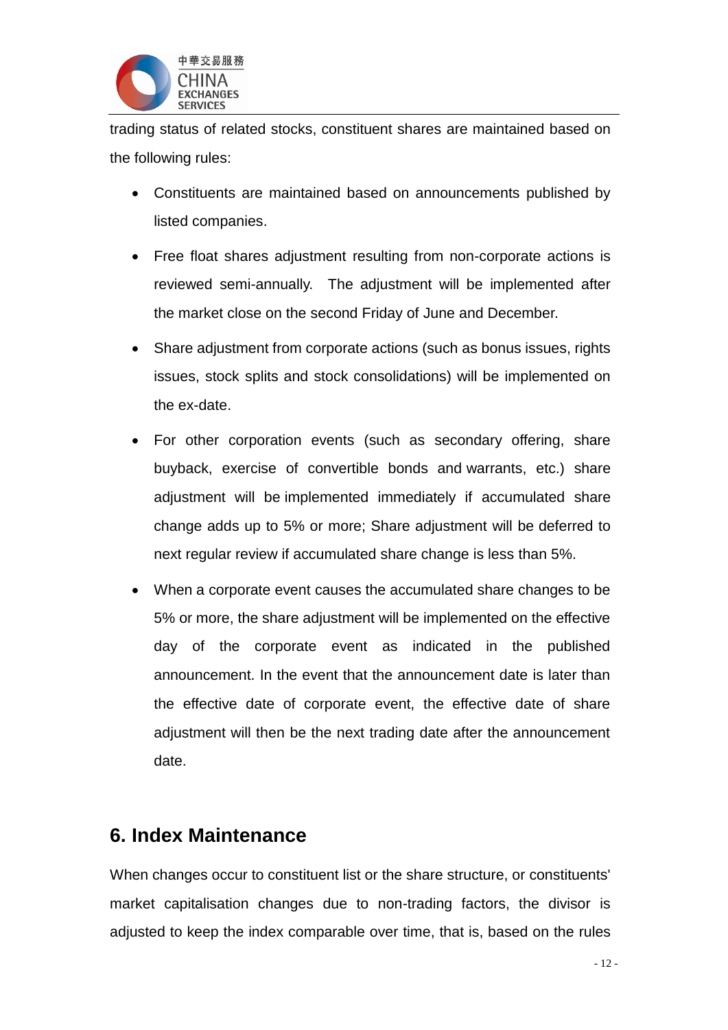trading status of related stocks, constituent shares are maintained based on the following rules:

- Constituents are maintained based on announcements published by listed companies.
- Free float shares adjustment resulting from non-corporate actions is reviewed semi-annually. The adjustment will be implemented after the market close on the second Friday of June and December.
- Share adjustment from corporate actions (such as bonus issues, rights issues, stock splits and stock consolidations) will be implemented on the ex-date.
- For other corporation events (such as secondary offering, share buyback, exercise of convertible bonds and warrants, etc.) share adjustment will be implemented immediately if accumulated share change adds up to 5% or more; Share adjustment will be deferred to next regular review if accumulated share change is less than 5%.
- When a corporate event causes the accumulated share changes to be 5% or more, the share adjustment will be implemented on the effective day of the corporate event as indicated in the published announcement. In the event that the announcement date is later than the effective date of corporate event, the effective date of share adjustment will then be the next trading date after the announcement date.

## 6. Index Maintenance

When changes occur to constituent list or the share structure, or constituents' market capitalisation changes due to non-trading factors, the divisor is adjusted to keep the index comparable over time, that is, based on the rules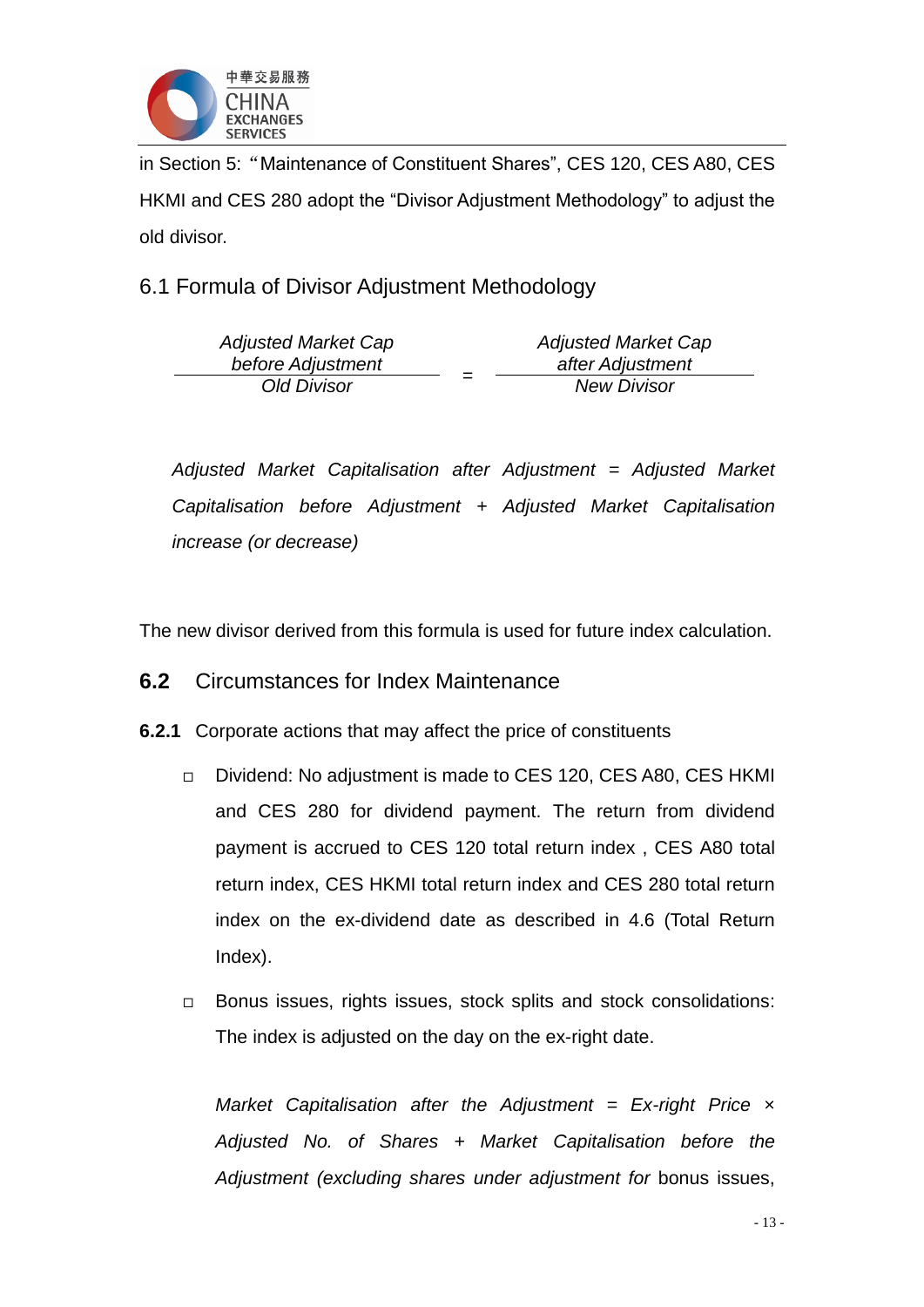in Section 5: "Maintenance of Constituent Shares", CES 120, CES A80, CES HKMI and CES 280 adopt the "Divisor Adjustment Methodology" to adjust the old divisor.

## 6.1 Formula of Divisor Adjustment Methodology

$$\frac{\textit{Adjusted Market Cap before Adjustment}}{\textit{Old Divisor}} = \frac{\textit{Adjusted Market Cap after Adjustment}}{\textit{New Divisor}}$$

*Adjusted Market Capitalisation after Adjustment = Adjusted Market Capitalisation before Adjustment + Adjusted Market Capitalisation increase (or decrease)*

The new divisor derived from this formula is used for future index calculation.

## 6.2 Circumstances for Index Maintenance

**6.2.1** Corporate actions that may affect the price of constituents

- Dividend: No adjustment is made to CES 120, CES A80, CES HKMI and CES 280 for dividend payment. The return from dividend payment is accrued to CES 120 total return index , CES A80 total return index, CES HKMI total return index and CES 280 total return index on the ex-dividend date as described in 4.6 (Total Return Index).

- Bonus issues, rights issues, stock splits and stock consolidations: The index is adjusted on the day on the ex-right date.

  *Market Capitalisation after the Adjustment = Ex-right Price × Adjusted No. of Shares + Market Capitalisation before the Adjustment (excluding shares under adjustment for* bonus issues,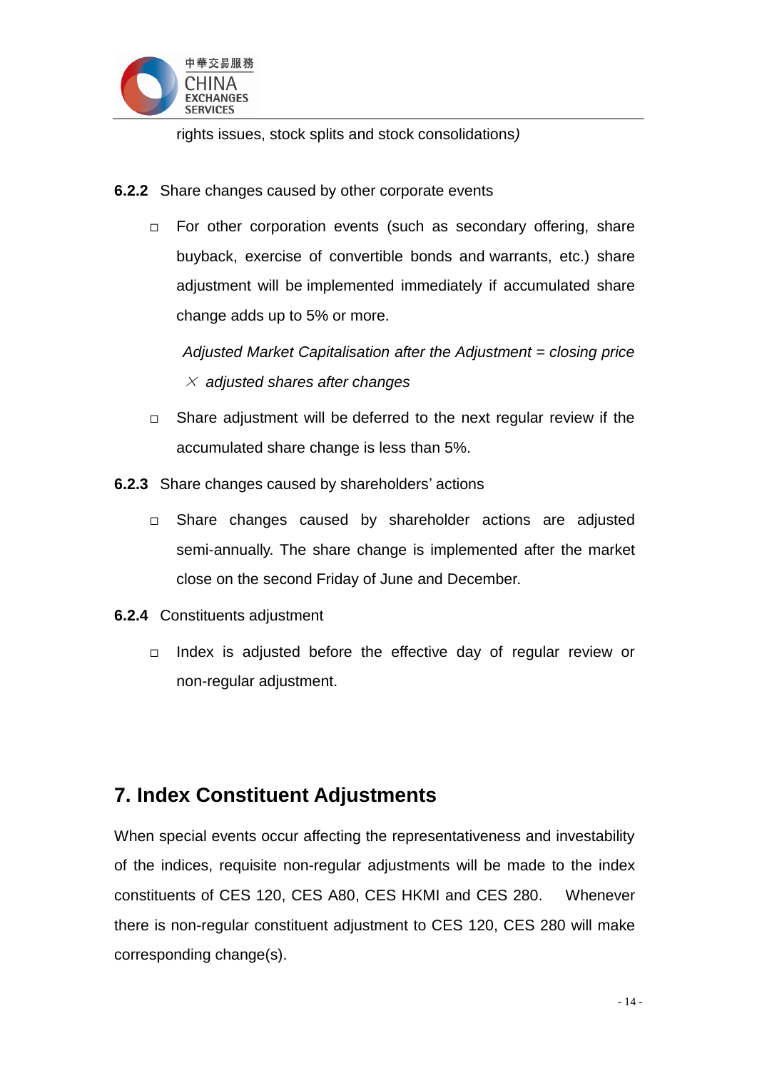rights issues, stock splits and stock consolidations*)*

**6.2.2** Share changes caused by other corporate events

- For other corporation events (such as secondary offering, share buyback, exercise of convertible bonds and warrants, etc.) share adjustment will be implemented immediately if accumulated share change adds up to 5% or more.

  *Adjusted Market Capitalisation after the Adjustment = closing price × adjusted shares after changes*

- Share adjustment will be deferred to the next regular review if the accumulated share change is less than 5%.

**6.2.3** Share changes caused by shareholders' actions

- Share changes caused by shareholder actions are adjusted semi-annually. The share change is implemented after the market close on the second Friday of June and December.

**6.2.4** Constituents adjustment

- Index is adjusted before the effective day of regular review or non-regular adjustment.

## 7. Index Constituent Adjustments

When special events occur affecting the representativeness and investability of the indices, requisite non-regular adjustments will be made to the index constituents of CES 120, CES A80, CES HKMI and CES 280. Whenever there is non-regular constituent adjustment to CES 120, CES 280 will make corresponding change(s).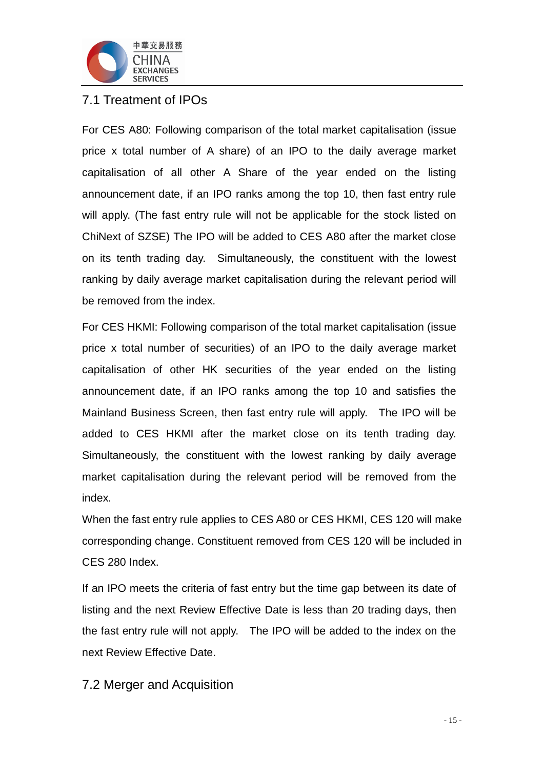## 7.1 Treatment of IPOs

For CES A80: Following comparison of the total market capitalisation (issue price x total number of A share) of an IPO to the daily average market capitalisation of all other A Share of the year ended on the listing announcement date, if an IPO ranks among the top 10, then fast entry rule will apply. (The fast entry rule will not be applicable for the stock listed on ChiNext of SZSE) The IPO will be added to CES A80 after the market close on its tenth trading day. Simultaneously, the constituent with the lowest ranking by daily average market capitalisation during the relevant period will be removed from the index.

For CES HKMI: Following comparison of the total market capitalisation (issue price x total number of securities) of an IPO to the daily average market capitalisation of other HK securities of the year ended on the listing announcement date, if an IPO ranks among the top 10 and satisfies the Mainland Business Screen, then fast entry rule will apply. The IPO will be added to CES HKMI after the market close on its tenth trading day. Simultaneously, the constituent with the lowest ranking by daily average market capitalisation during the relevant period will be removed from the index.

When the fast entry rule applies to CES A80 or CES HKMI, CES 120 will make corresponding change. Constituent removed from CES 120 will be included in CES 280 Index.

If an IPO meets the criteria of fast entry but the time gap between its date of listing and the next Review Effective Date is less than 20 trading days, then the fast entry rule will not apply. The IPO will be added to the index on the next Review Effective Date.

## 7.2 Merger and Acquisition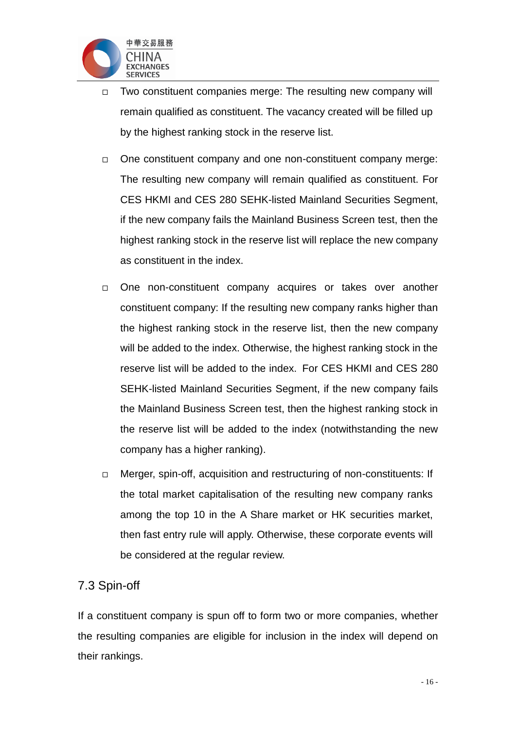- Two constituent companies merge: The resulting new company will remain qualified as constituent. The vacancy created will be filled up by the highest ranking stock in the reserve list.

- One constituent company and one non-constituent company merge: The resulting new company will remain qualified as constituent. For CES HKMI and CES 280 SEHK-listed Mainland Securities Segment, if the new company fails the Mainland Business Screen test, then the highest ranking stock in the reserve list will replace the new company as constituent in the index.

- One non-constituent company acquires or takes over another constituent company: If the resulting new company ranks higher than the highest ranking stock in the reserve list, then the new company will be added to the index. Otherwise, the highest ranking stock in the reserve list will be added to the index. For CES HKMI and CES 280 SEHK-listed Mainland Securities Segment, if the new company fails the Mainland Business Screen test, then the highest ranking stock in the reserve list will be added to the index (notwithstanding the new company has a higher ranking).

- Merger, spin-off, acquisition and restructuring of non-constituents: If the total market capitalisation of the resulting new company ranks among the top 10 in the A Share market or HK securities market, then fast entry rule will apply. Otherwise, these corporate events will be considered at the regular review.

## 7.3 Spin-off

If a constituent company is spun off to form two or more companies, whether the resulting companies are eligible for inclusion in the index will depend on their rankings.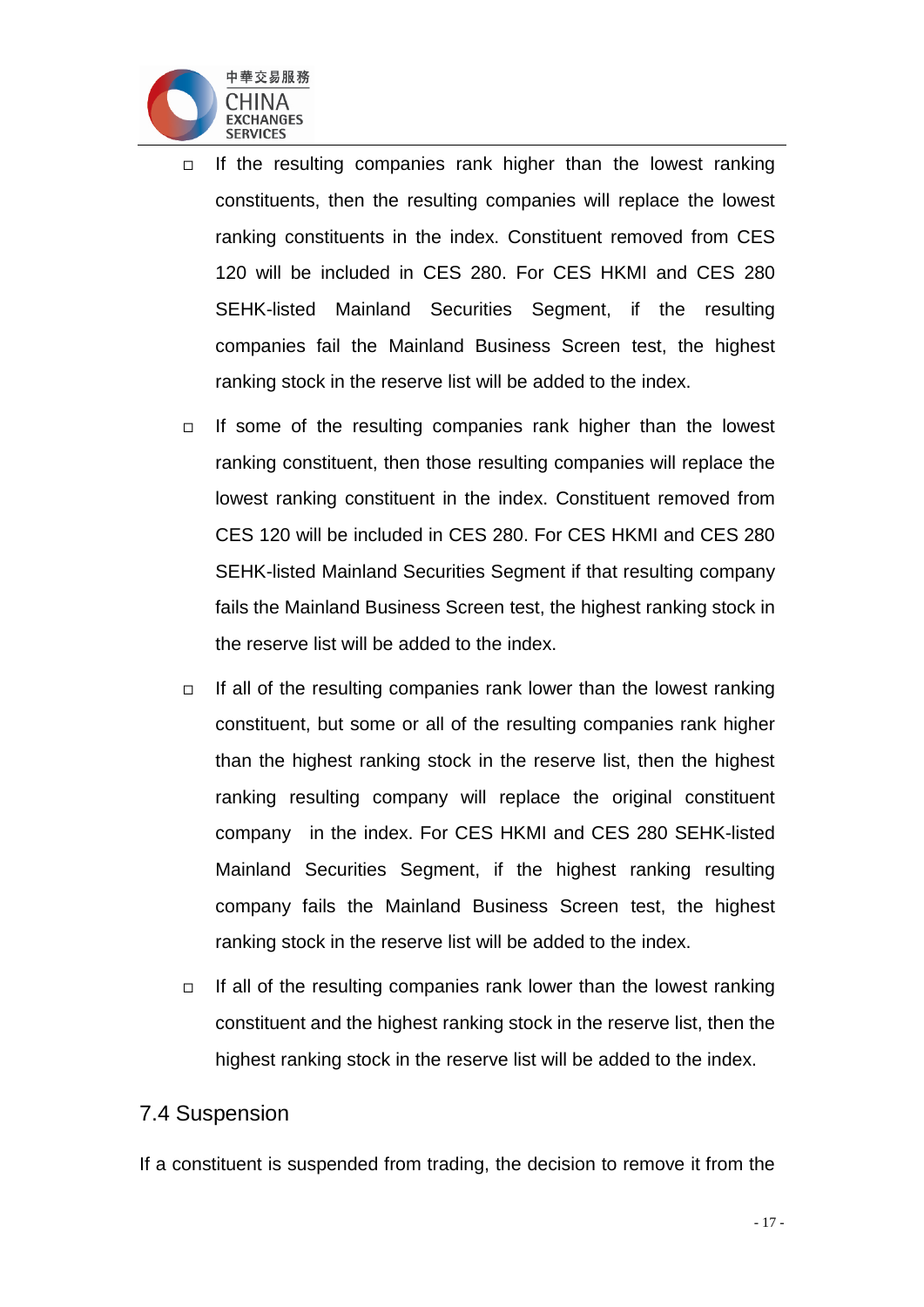- If the resulting companies rank higher than the lowest ranking constituents, then the resulting companies will replace the lowest ranking constituents in the index. Constituent removed from CES 120 will be included in CES 280. For CES HKMI and CES 280 SEHK-listed Mainland Securities Segment, if the resulting companies fail the Mainland Business Screen test, the highest ranking stock in the reserve list will be added to the index.
- If some of the resulting companies rank higher than the lowest ranking constituent, then those resulting companies will replace the lowest ranking constituent in the index. Constituent removed from CES 120 will be included in CES 280. For CES HKMI and CES 280 SEHK-listed Mainland Securities Segment if that resulting company fails the Mainland Business Screen test, the highest ranking stock in the reserve list will be added to the index.
- If all of the resulting companies rank lower than the lowest ranking constituent, but some or all of the resulting companies rank higher than the highest ranking stock in the reserve list, then the highest ranking resulting company will replace the original constituent company in the index. For CES HKMI and CES 280 SEHK-listed Mainland Securities Segment, if the highest ranking resulting company fails the Mainland Business Screen test, the highest ranking stock in the reserve list will be added to the index.
- If all of the resulting companies rank lower than the lowest ranking constituent and the highest ranking stock in the reserve list, then the highest ranking stock in the reserve list will be added to the index.

## 7.4 Suspension

If a constituent is suspended from trading, the decision to remove it from the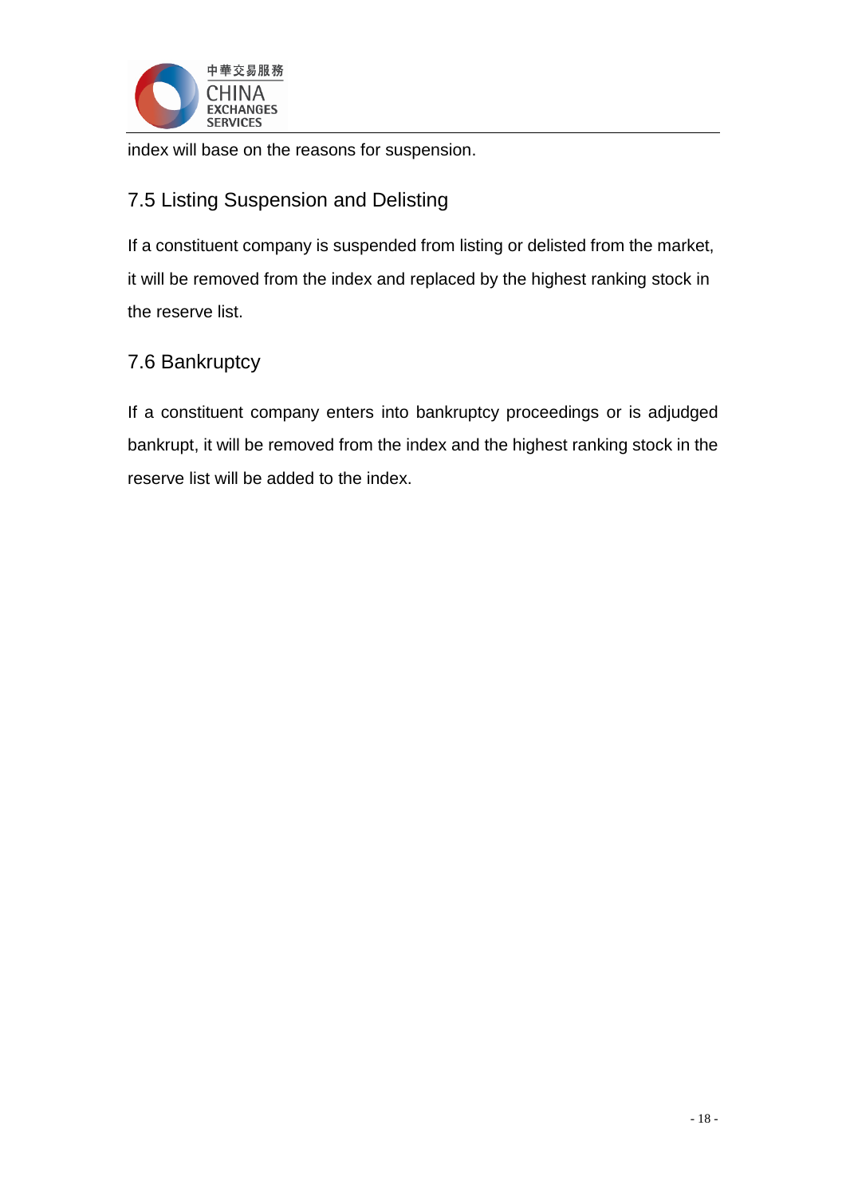index will base on the reasons for suspension.

## 7.5 Listing Suspension and Delisting

If a constituent company is suspended from listing or delisted from the market, it will be removed from the index and replaced by the highest ranking stock in the reserve list.

## 7.6 Bankruptcy

If a constituent company enters into bankruptcy proceedings or is adjudged bankrupt, it will be removed from the index and the highest ranking stock in the reserve list will be added to the index.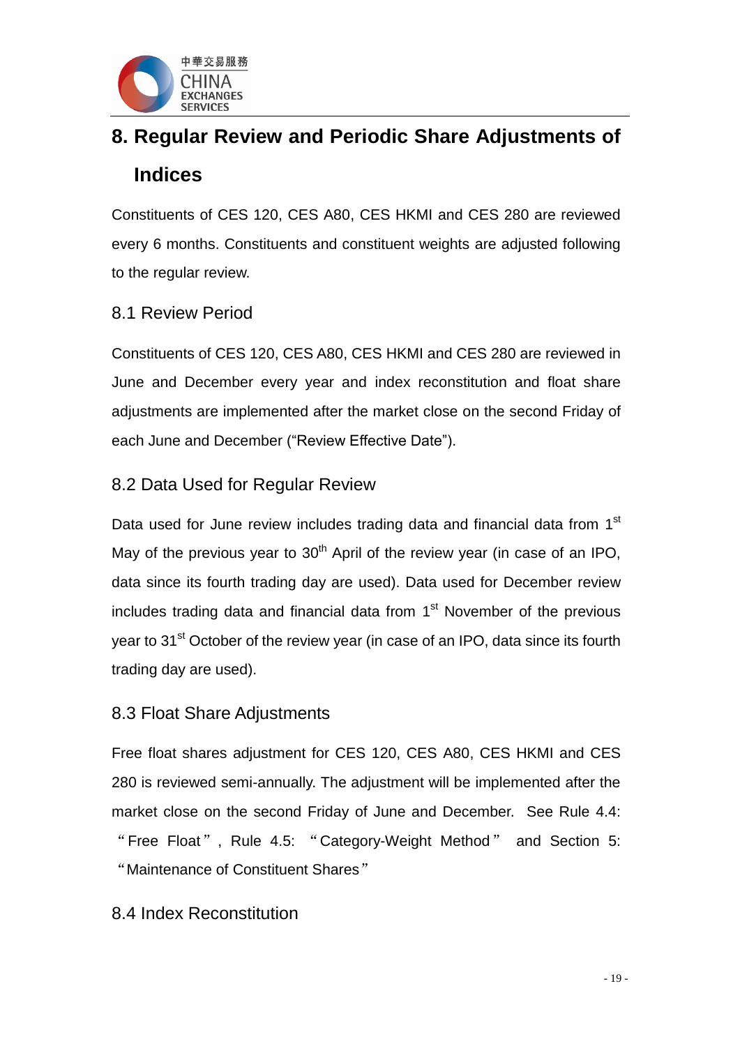# 8. Regular Review and Periodic Share Adjustments of Indices

Constituents of CES 120, CES A80, CES HKMI and CES 280 are reviewed every 6 months. Constituents and constituent weights are adjusted following to the regular review.

## 8.1 Review Period

Constituents of CES 120, CES A80, CES HKMI and CES 280 are reviewed in June and December every year and index reconstitution and float share adjustments are implemented after the market close on the second Friday of each June and December ("Review Effective Date").

## 8.2 Data Used for Regular Review

Data used for June review includes trading data and financial data from 1st May of the previous year to 30th April of the review year (in case of an IPO, data since its fourth trading day are used). Data used for December review includes trading data and financial data from 1st November of the previous year to 31st October of the review year (in case of an IPO, data since its fourth trading day are used).

## 8.3 Float Share Adjustments

Free float shares adjustment for CES 120, CES A80, CES HKMI and CES 280 is reviewed semi-annually. The adjustment will be implemented after the market close on the second Friday of June and December. See Rule 4.4: "Free Float", Rule 4.5: "Category-Weight Method" and Section 5: "Maintenance of Constituent Shares"

## 8.4 Index Reconstitution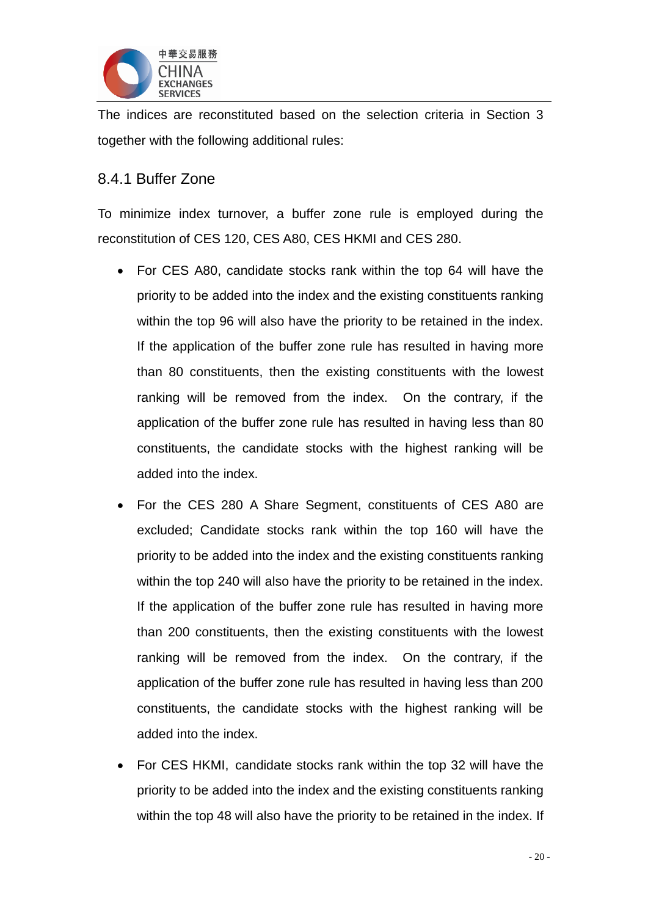The indices are reconstituted based on the selection criteria in Section 3 together with the following additional rules:

### 8.4.1 Buffer Zone

To minimize index turnover, a buffer zone rule is employed during the reconstitution of CES 120, CES A80, CES HKMI and CES 280.

- For CES A80, candidate stocks rank within the top 64 will have the priority to be added into the index and the existing constituents ranking within the top 96 will also have the priority to be retained in the index. If the application of the buffer zone rule has resulted in having more than 80 constituents, then the existing constituents with the lowest ranking will be removed from the index. On the contrary, if the application of the buffer zone rule has resulted in having less than 80 constituents, the candidate stocks with the highest ranking will be added into the index.
- For the CES 280 A Share Segment, constituents of CES A80 are excluded; Candidate stocks rank within the top 160 will have the priority to be added into the index and the existing constituents ranking within the top 240 will also have the priority to be retained in the index. If the application of the buffer zone rule has resulted in having more than 200 constituents, then the existing constituents with the lowest ranking will be removed from the index. On the contrary, if the application of the buffer zone rule has resulted in having less than 200 constituents, the candidate stocks with the highest ranking will be added into the index.
- For CES HKMI, candidate stocks rank within the top 32 will have the priority to be added into the index and the existing constituents ranking within the top 48 will also have the priority to be retained in the index. If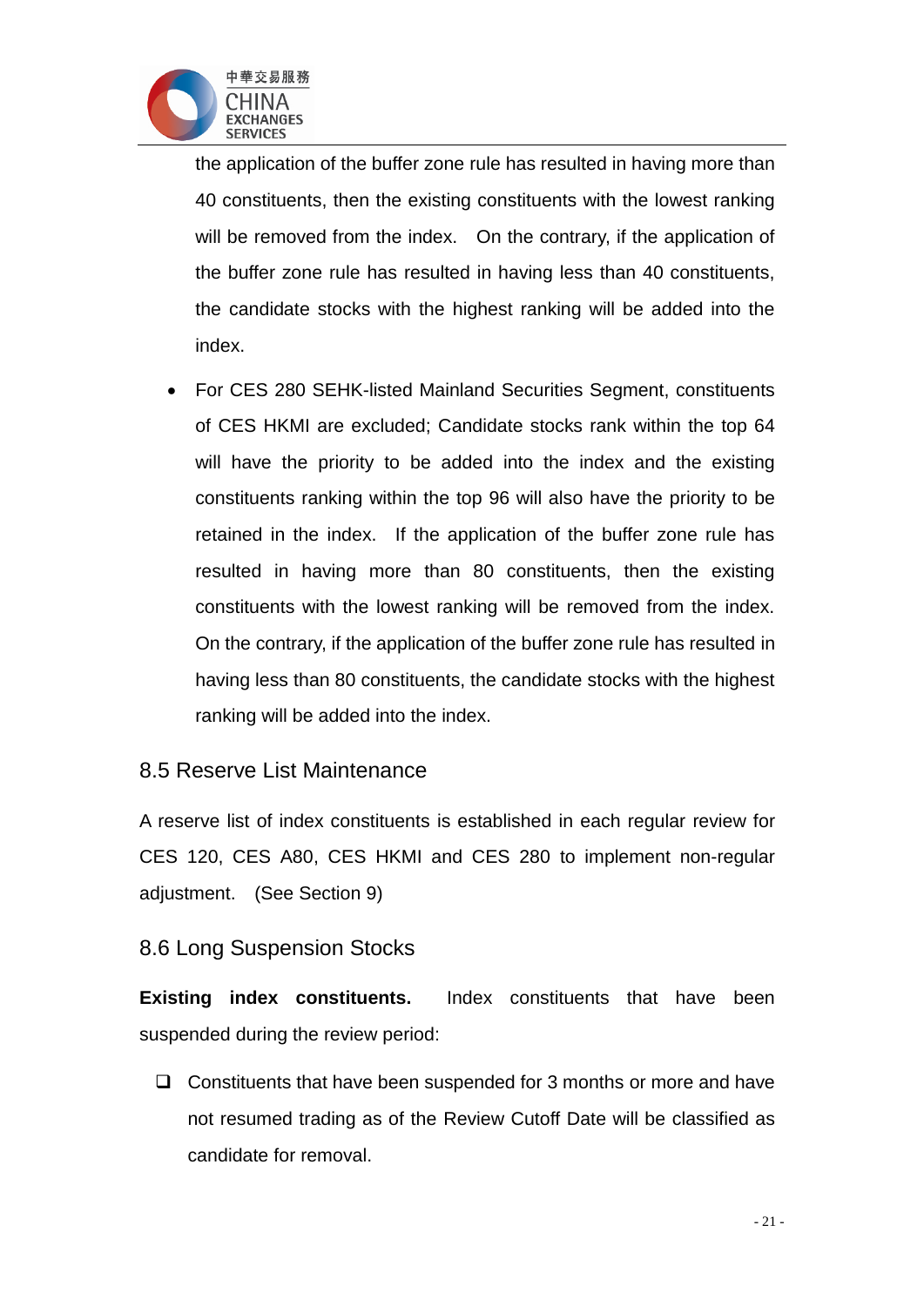the application of the buffer zone rule has resulted in having more than 40 constituents, then the existing constituents with the lowest ranking will be removed from the index. On the contrary, if the application of the buffer zone rule has resulted in having less than 40 constituents, the candidate stocks with the highest ranking will be added into the index.

- For CES 280 SEHK-listed Mainland Securities Segment, constituents of CES HKMI are excluded; Candidate stocks rank within the top 64 will have the priority to be added into the index and the existing constituents ranking within the top 96 will also have the priority to be retained in the index. If the application of the buffer zone rule has resulted in having more than 80 constituents, then the existing constituents with the lowest ranking will be removed from the index. On the contrary, if the application of the buffer zone rule has resulted in having less than 80 constituents, the candidate stocks with the highest ranking will be added into the index.

## 8.5 Reserve List Maintenance

A reserve list of index constituents is established in each regular review for CES 120, CES A80, CES HKMI and CES 280 to implement non-regular adjustment. (See Section 9)

## 8.6 Long Suspension Stocks

**Existing index constituents.** Index constituents that have been suspended during the review period:

- Constituents that have been suspended for 3 months or more and have not resumed trading as of the Review Cutoff Date will be classified as candidate for removal.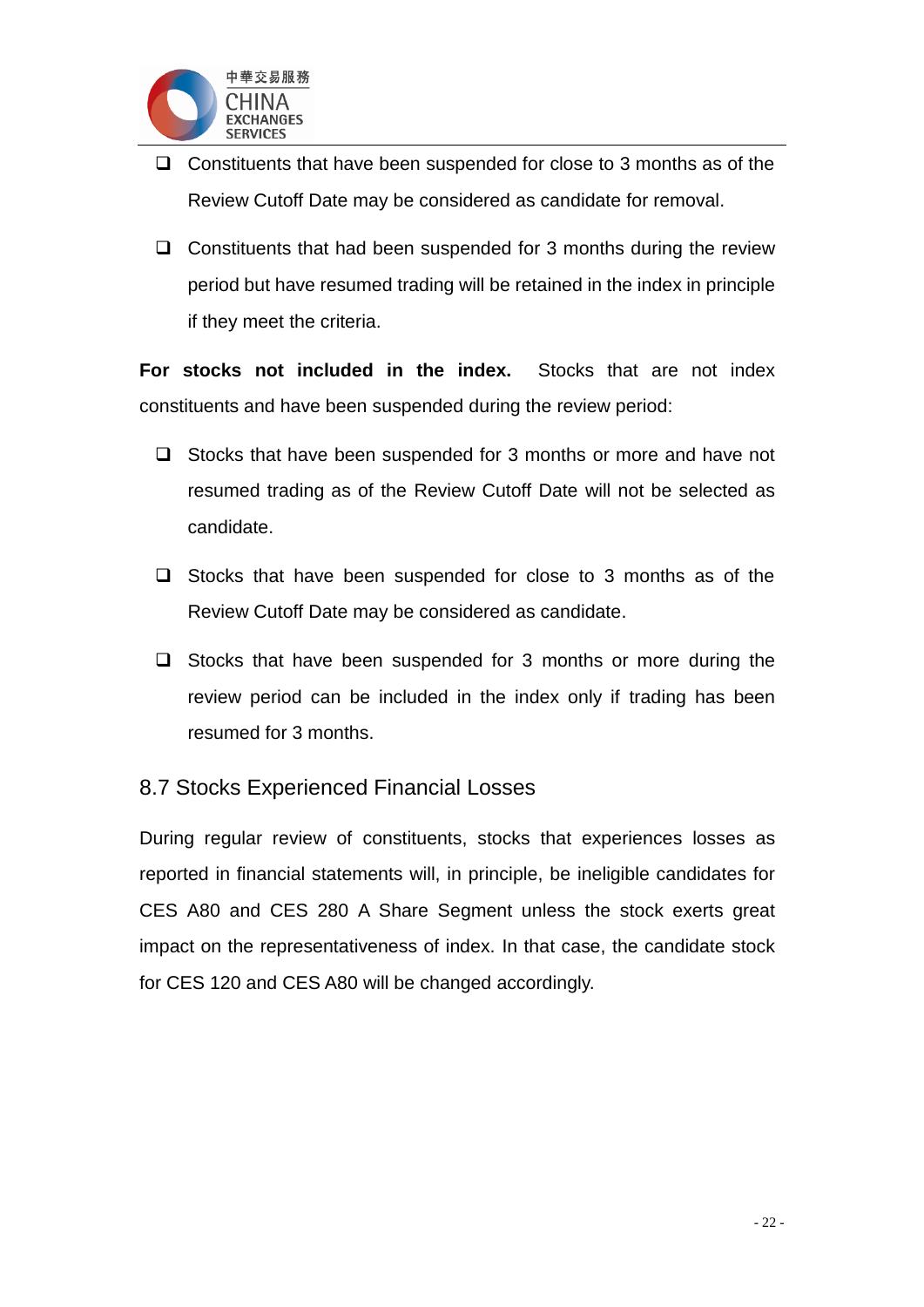- Constituents that have been suspended for close to 3 months as of the Review Cutoff Date may be considered as candidate for removal.

- Constituents that had been suspended for 3 months during the review period but have resumed trading will be retained in the index in principle if they meet the criteria.

**For stocks not included in the index.** Stocks that are not index constituents and have been suspended during the review period:

- Stocks that have been suspended for 3 months or more and have not resumed trading as of the Review Cutoff Date will not be selected as candidate.

- Stocks that have been suspended for close to 3 months as of the Review Cutoff Date may be considered as candidate.

- Stocks that have been suspended for 3 months or more during the review period can be included in the index only if trading has been resumed for 3 months.

## 8.7 Stocks Experienced Financial Losses

During regular review of constituents, stocks that experiences losses as reported in financial statements will, in principle, be ineligible candidates for CES A80 and CES 280 A Share Segment unless the stock exerts great impact on the representativeness of index. In that case, the candidate stock for CES 120 and CES A80 will be changed accordingly.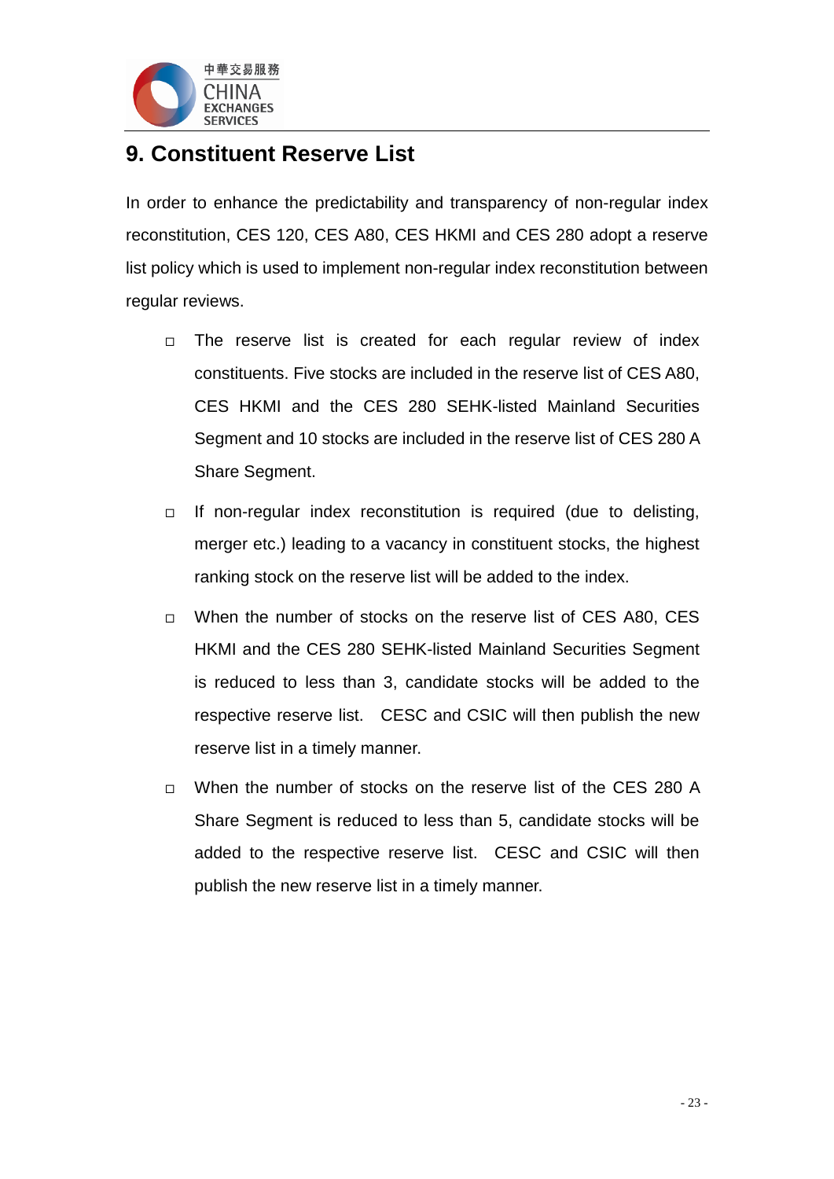## 9. Constituent Reserve List

In order to enhance the predictability and transparency of non-regular index reconstitution, CES 120, CES A80, CES HKMI and CES 280 adopt a reserve list policy which is used to implement non-regular index reconstitution between regular reviews.

- The reserve list is created for each regular review of index constituents. Five stocks are included in the reserve list of CES A80, CES HKMI and the CES 280 SEHK-listed Mainland Securities Segment and 10 stocks are included in the reserve list of CES 280 A Share Segment.
- If non-regular index reconstitution is required (due to delisting, merger etc.) leading to a vacancy in constituent stocks, the highest ranking stock on the reserve list will be added to the index.
- When the number of stocks on the reserve list of CES A80, CES HKMI and the CES 280 SEHK-listed Mainland Securities Segment is reduced to less than 3, candidate stocks will be added to the respective reserve list. CESC and CSIC will then publish the new reserve list in a timely manner.
- When the number of stocks on the reserve list of the CES 280 A Share Segment is reduced to less than 5, candidate stocks will be added to the respective reserve list. CESC and CSIC will then publish the new reserve list in a timely manner.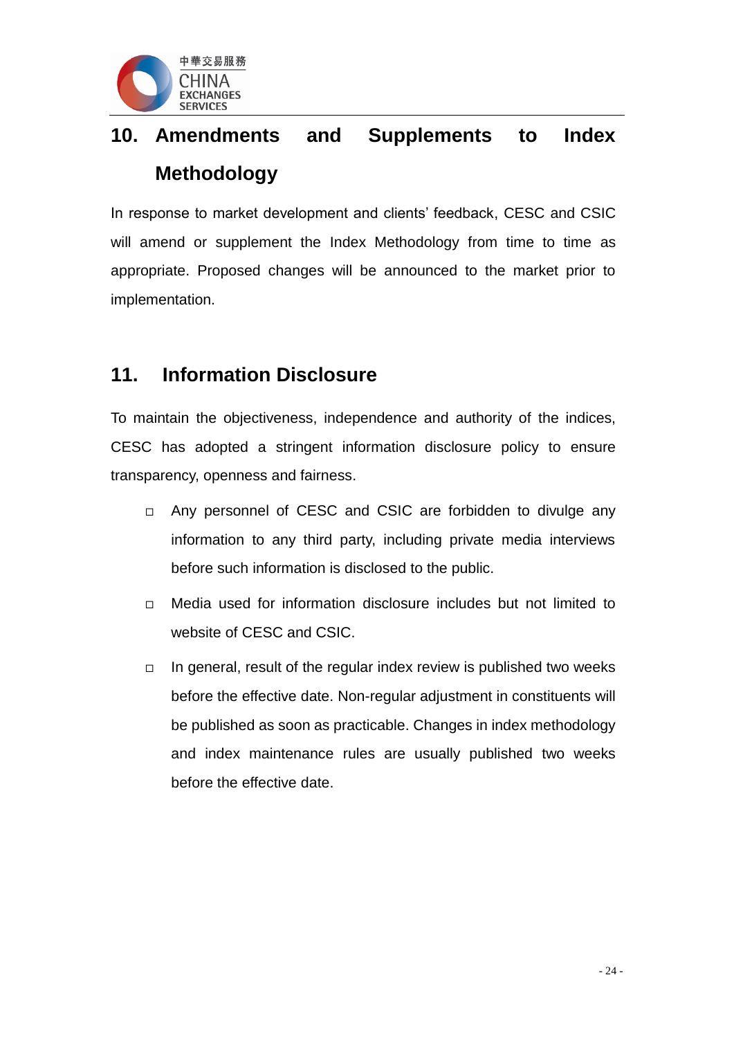## 10. Amendments and Supplements to Index Methodology

In response to market development and clients' feedback, CESC and CSIC will amend or supplement the Index Methodology from time to time as appropriate. Proposed changes will be announced to the market prior to implementation.

## 11. Information Disclosure

To maintain the objectiveness, independence and authority of the indices, CESC has adopted a stringent information disclosure policy to ensure transparency, openness and fairness.

- Any personnel of CESC and CSIC are forbidden to divulge any information to any third party, including private media interviews before such information is disclosed to the public.
- Media used for information disclosure includes but not limited to website of CESC and CSIC.
- In general, result of the regular index review is published two weeks before the effective date. Non-regular adjustment in constituents will be published as soon as practicable. Changes in index methodology and index maintenance rules are usually published two weeks before the effective date.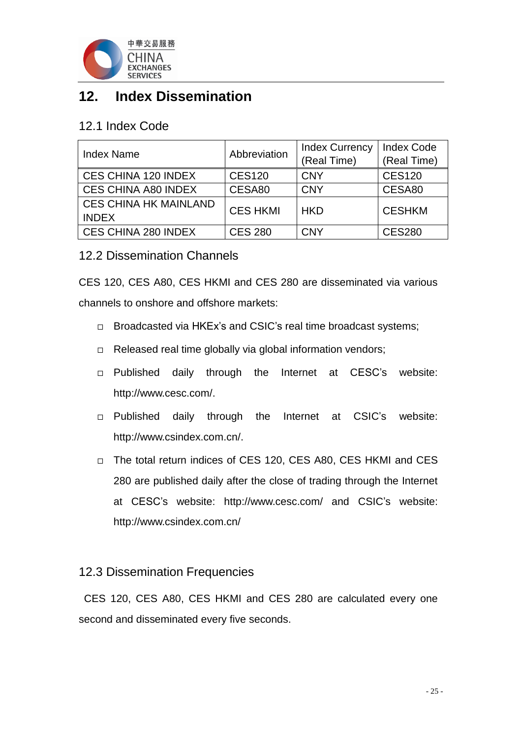## 12. Index Dissemination

### 12.1 Index Code

| Index Name | Abbreviation | Index Currency (Real Time) | Index Code (Real Time) |
|---|---|---|---|
| CES CHINA 120 INDEX | CES120 | CNY | CES120 |
| CES CHINA A80 INDEX | CESA80 | CNY | CESA80 |
| CES CHINA HK MAINLAND INDEX | CES HKMI | HKD | CESHKM |
| CES CHINA 280 INDEX | CES 280 | CNY | CES280 |

### 12.2 Dissemination Channels

CES 120, CES A80, CES HKMI and CES 280 are disseminated via various channels to onshore and offshore markets:

- Broadcasted via HKEx's and CSIC's real time broadcast systems;
- Released real time globally via global information vendors;
- Published daily through the Internet at CESC's website: http://www.cesc.com/.
- Published daily through the Internet at CSIC's website: http://www.csindex.com.cn/.
- The total return indices of CES 120, CES A80, CES HKMI and CES 280 are published daily after the close of trading through the Internet at CESC's website: http://www.cesc.com/ and CSIC's website: http://www.csindex.com.cn/

### 12.3 Dissemination Frequencies

CES 120, CES A80, CES HKMI and CES 280 are calculated every one second and disseminated every five seconds.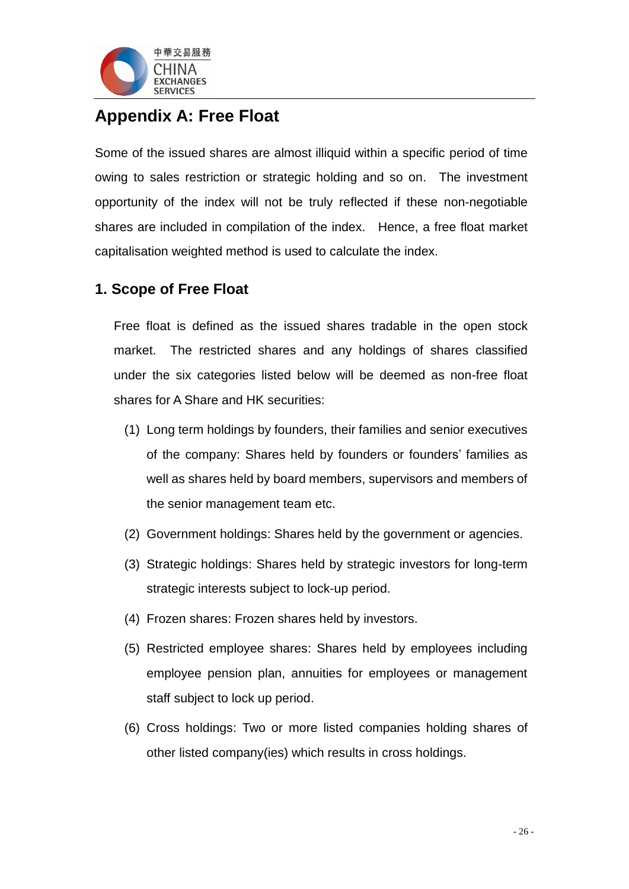# Appendix A: Free Float

Some of the issued shares are almost illiquid within a specific period of time owing to sales restriction or strategic holding and so on. The investment opportunity of the index will not be truly reflected if these non-negotiable shares are included in compilation of the index. Hence, a free float market capitalisation weighted method is used to calculate the index.

## 1. Scope of Free Float

Free float is defined as the issued shares tradable in the open stock market. The restricted shares and any holdings of shares classified under the six categories listed below will be deemed as non-free float shares for A Share and HK securities:

(1) Long term holdings by founders, their families and senior executives of the company: Shares held by founders or founders' families as well as shares held by board members, supervisors and members of the senior management team etc.

(2) Government holdings: Shares held by the government or agencies.

(3) Strategic holdings: Shares held by strategic investors for long-term strategic interests subject to lock-up period.

(4) Frozen shares: Frozen shares held by investors.

(5) Restricted employee shares: Shares held by employees including employee pension plan, annuities for employees or management staff subject to lock up period.

(6) Cross holdings: Two or more listed companies holding shares of other listed company(ies) which results in cross holdings.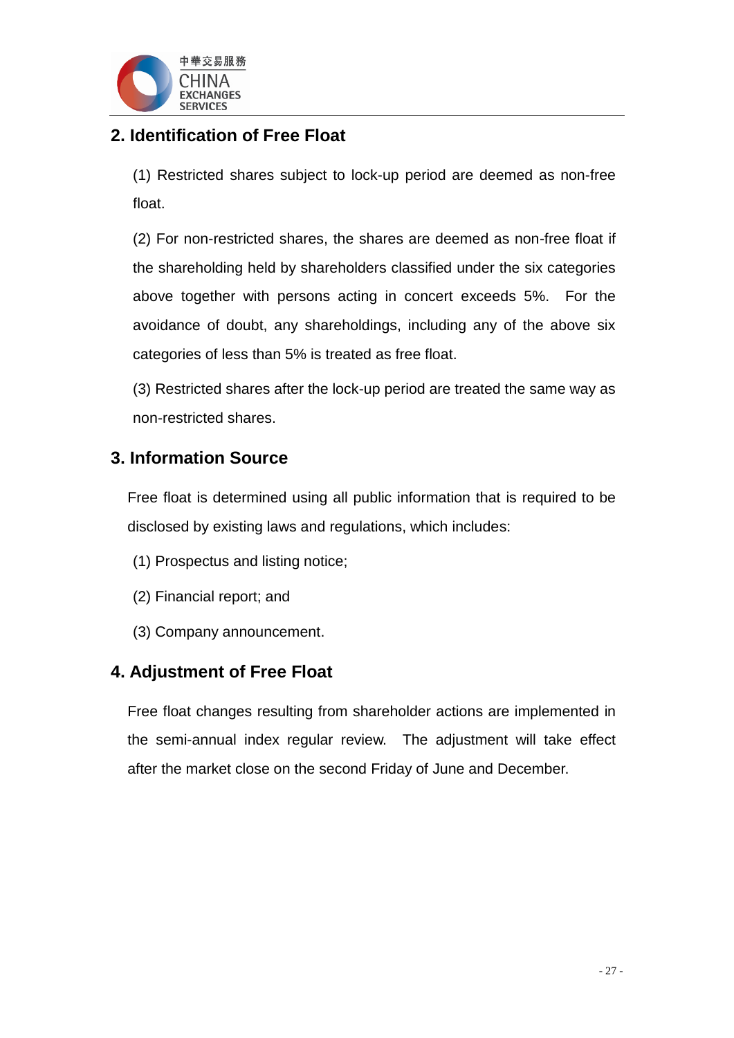## 2. Identification of Free Float

(1) Restricted shares subject to lock-up period are deemed as non-free float.

(2) For non-restricted shares, the shares are deemed as non-free float if the shareholding held by shareholders classified under the six categories above together with persons acting in concert exceeds 5%. For the avoidance of doubt, any shareholdings, including any of the above six categories of less than 5% is treated as free float.

(3) Restricted shares after the lock-up period are treated the same way as non-restricted shares.

## 3. Information Source

Free float is determined using all public information that is required to be disclosed by existing laws and regulations, which includes:

(1) Prospectus and listing notice;

(2) Financial report; and

(3) Company announcement.

## 4. Adjustment of Free Float

Free float changes resulting from shareholder actions are implemented in the semi-annual index regular review. The adjustment will take effect after the market close on the second Friday of June and December.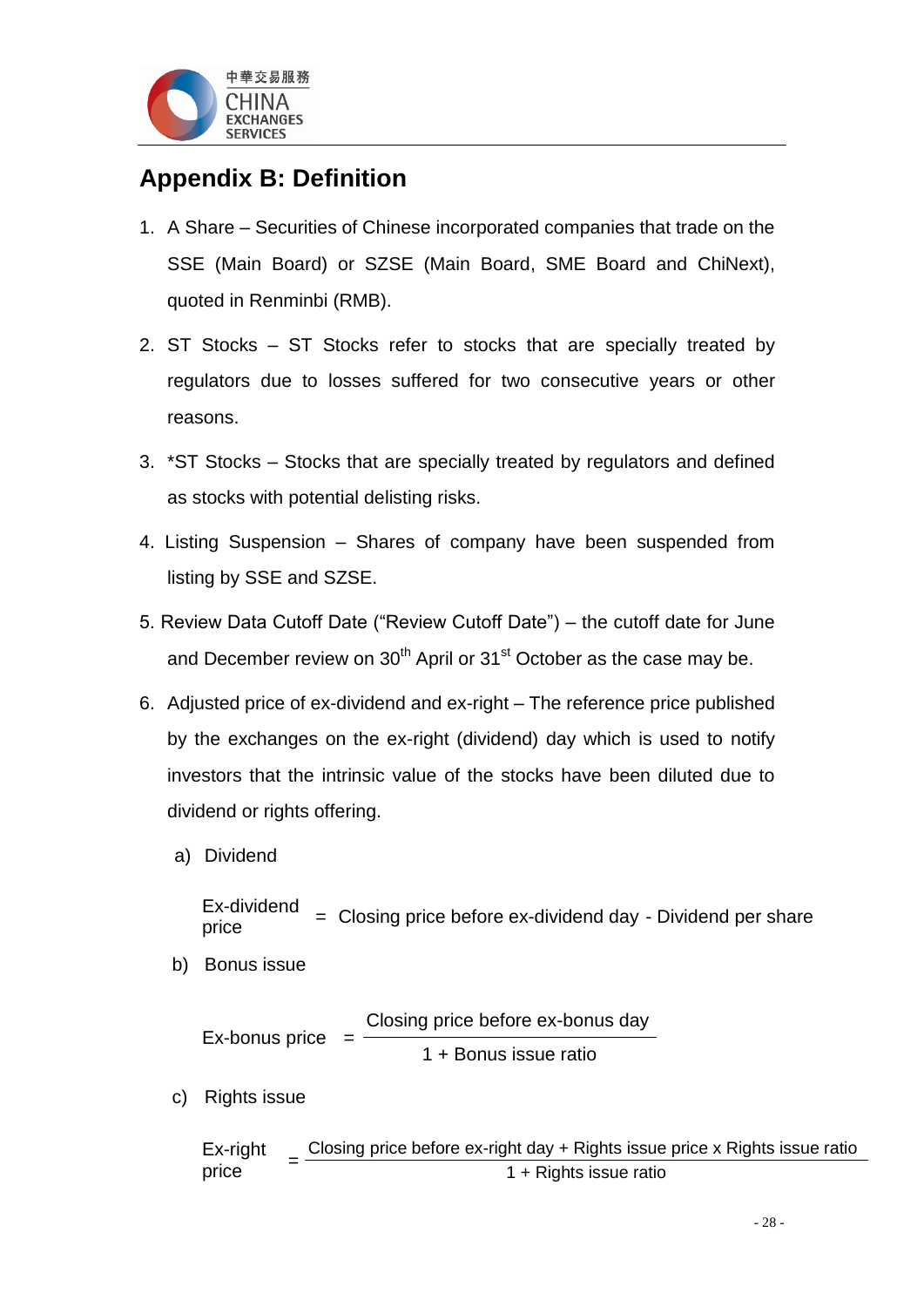## Appendix B: Definition

1. A Share – Securities of Chinese incorporated companies that trade on the SSE (Main Board) or SZSE (Main Board, SME Board and ChiNext), quoted in Renminbi (RMB).

2. ST Stocks – ST Stocks refer to stocks that are specially treated by regulators due to losses suffered for two consecutive years or other reasons.

3. *ST Stocks – Stocks that are specially treated by regulators and defined as stocks with potential delisting risks.

4. Listing Suspension – Shares of company have been suspended from listing by SSE and SZSE.

5. Review Data Cutoff Date ("Review Cutoff Date") – the cutoff date for June and December review on 30th April or 31st October as the case may be.

6. Adjusted price of ex-dividend and ex-right – The reference price published by the exchanges on the ex-right (dividend) day which is used to notify investors that the intrinsic value of the stocks have been diluted due to dividend or rights offering.

   a) Dividend

   $$\text{Ex-dividend price} = \text{Closing price before ex-dividend day} - \text{Dividend per share}$$

   b) Bonus issue

   $$\text{Ex-bonus price} = \frac{\text{Closing price before ex-bonus day}}{1 + \text{Bonus issue ratio}}$$

   c) Rights issue

   $$\text{Ex-right price} = \frac{\text{Closing price before ex-right day} + \text{Rights issue price} \times \text{Rights issue ratio}}{1 + \text{Rights issue ratio}}$$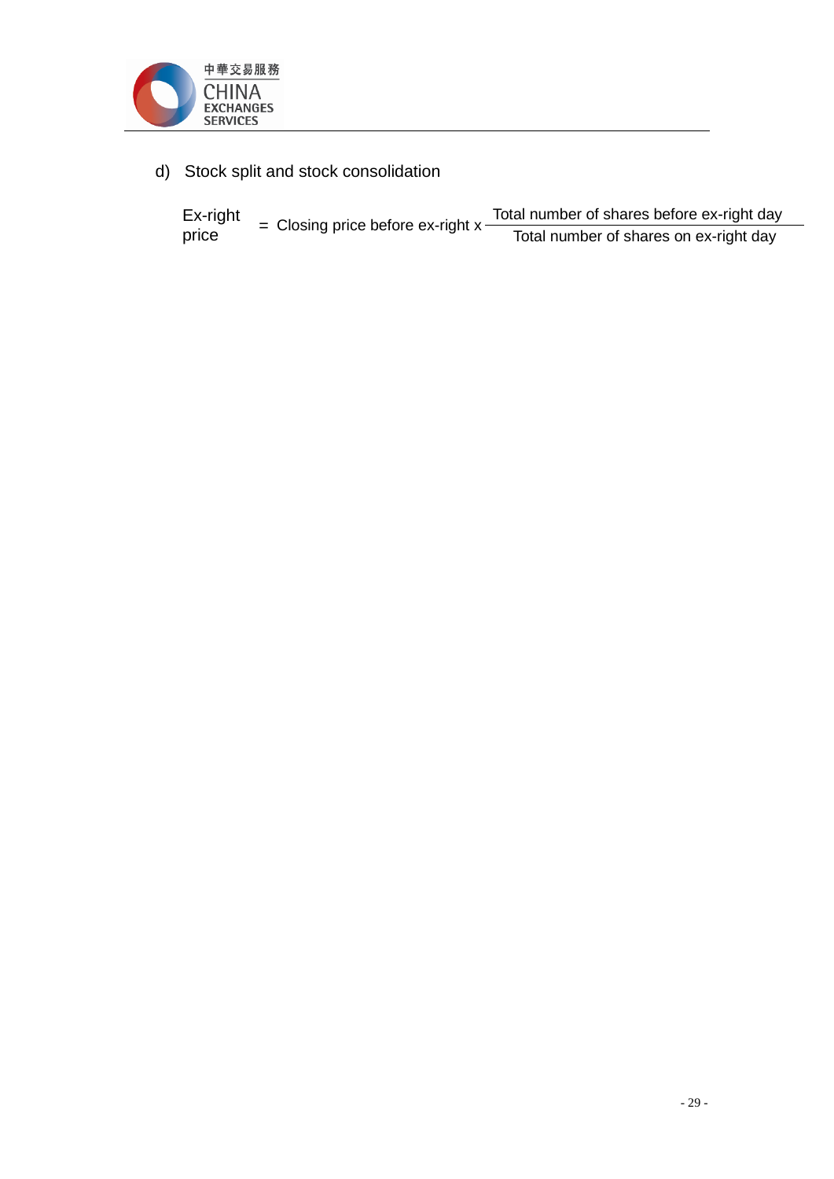d) Stock split and stock consolidation

$$\text{Ex-right price} = \text{Closing price before ex-right} \times \frac{\text{Total number of shares before ex-right day}}{\text{Total number of shares on ex-right day}}$$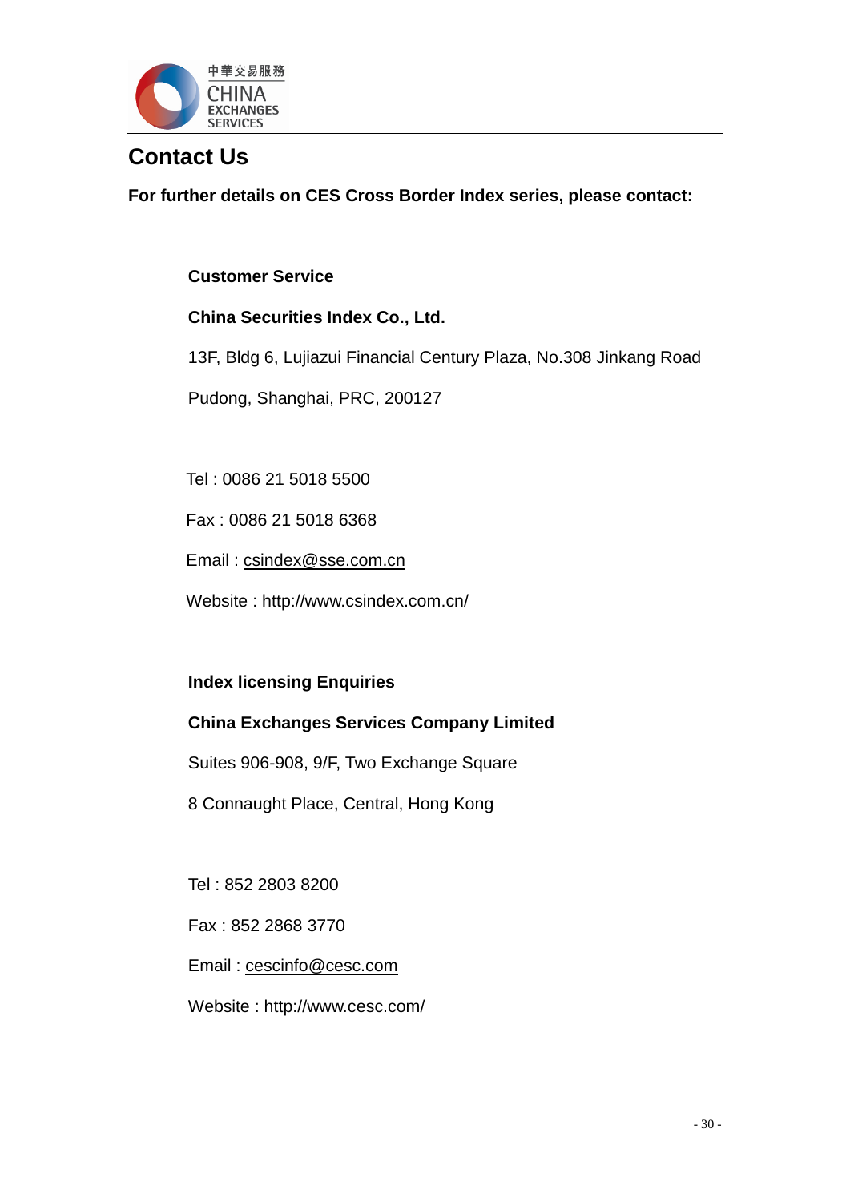# Contact Us

**For further details on CES Cross Border Index series, please contact:**

**Customer Service**

**China Securities Index Co., Ltd.**

13F, Bldg 6, Lujiazui Financial Century Plaza, No.308 Jinkang Road

Pudong, Shanghai, PRC, 200127

Tel : 0086 21 5018 5500

Fax : 0086 21 5018 6368

Email : csindex@sse.com.cn

Website : http://www.csindex.com.cn/

**Index licensing Enquiries**

**China Exchanges Services Company Limited**

Suites 906-908, 9/F, Two Exchange Square

8 Connaught Place, Central, Hong Kong

Tel : 852 2803 8200

Fax : 852 2868 3770

Email : cescinfo@cesc.com

Website : http://www.cesc.com/